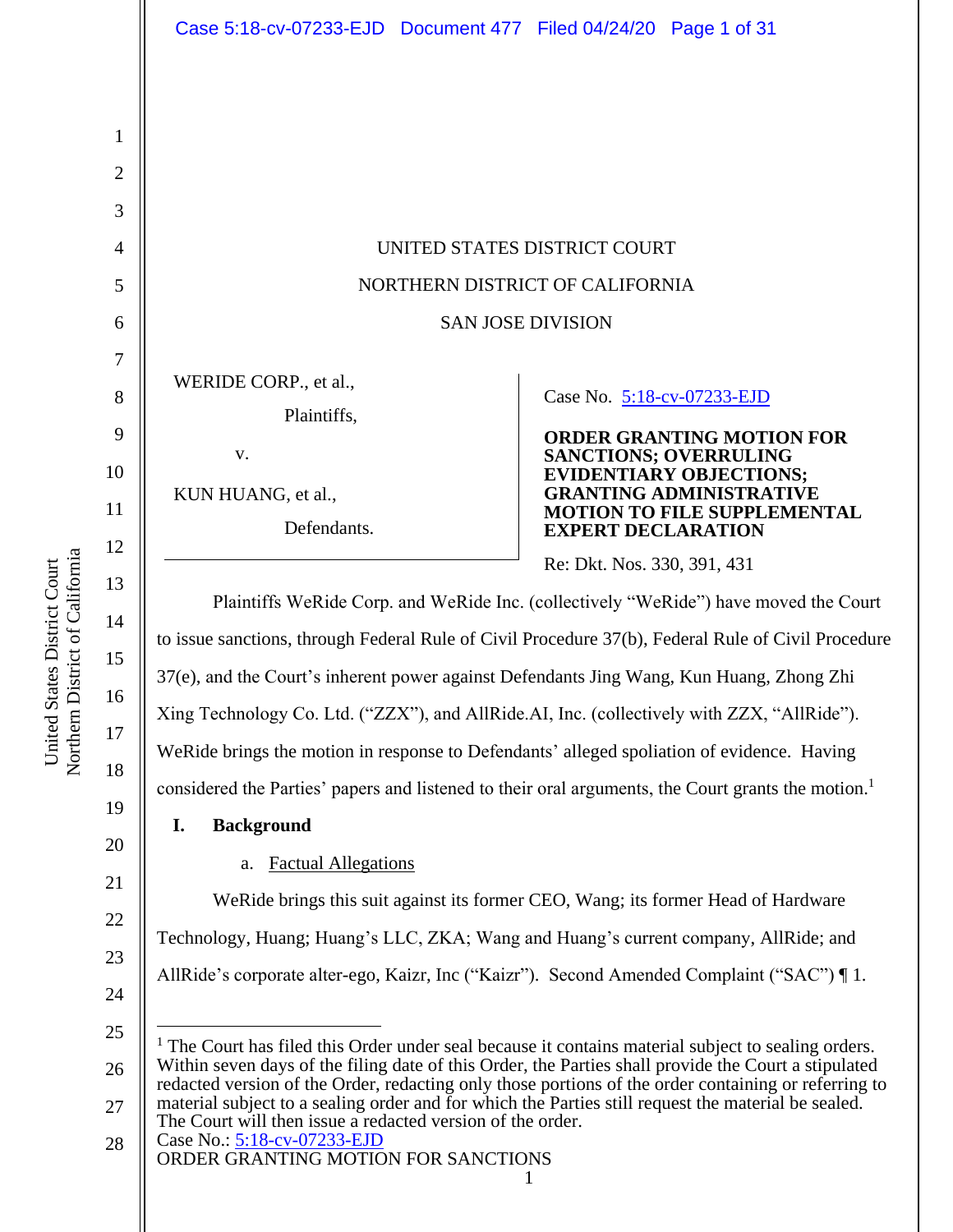UNITED STATES DISTRICT COURT

NORTHERN DISTRICT OF CALIFORNIA

SAN JOSE DIVISION

WERIDE CORP., et al.,

Plaintiffs,

v.

KUN HUANG, et al.,

Defendants.

Case No. 5:18-cv-07233-EJD

**ORDER GRANTING MOTION FOR SANCTIONS; OVERRULING EVIDENTIARY OBJECTIONS; GRANTING ADMINISTRATIVE MOTION TO FILE SUPPLEMENTAL EXPERT DECLARATION**

Re: Dkt. Nos. 330, 391, 431

Plaintiffs WeRide Corp. and WeRide Inc. (collectively "WeRide") have moved the Court to issue sanctions, through Federal Rule of Civil Procedure 37(b), Federal Rule of Civil Procedure 37(e), and the Court's inherent power against Defendants Jing Wang, Kun Huang, Zhong Zhi Xing Technology Co. Ltd. ("ZZX"), and AllRide.AI, Inc. (collectively with ZZX, "AllRide"). WeRide brings the motion in response to Defendants' alleged spoliation of evidence. Having considered the Parties' papers and listened to their oral arguments, the Court grants the motion.[1]

## I. Background

### a. Factual Allegations

WeRide brings this suit against its former CEO, Wang; its former Head of Hardware Technology, Huang; Huang's LLC, ZKA; Wang and Huang's current company, AllRide; and AllRide's corporate alter-ego, Kaizr, Inc ("Kaizr"). Second Amended Complaint ("SAC") ¶ 1.

[1] The Court has filed this Order under seal because it contains material subject to sealing orders. Within seven days of the filing date of this Order, the Parties shall provide the Court a stipulated redacted version of the Order, redacting only those portions of the order containing or referring to material subject to a sealing order and for which the Parties still request the material be sealed. The Court will then issue a redacted version of the order.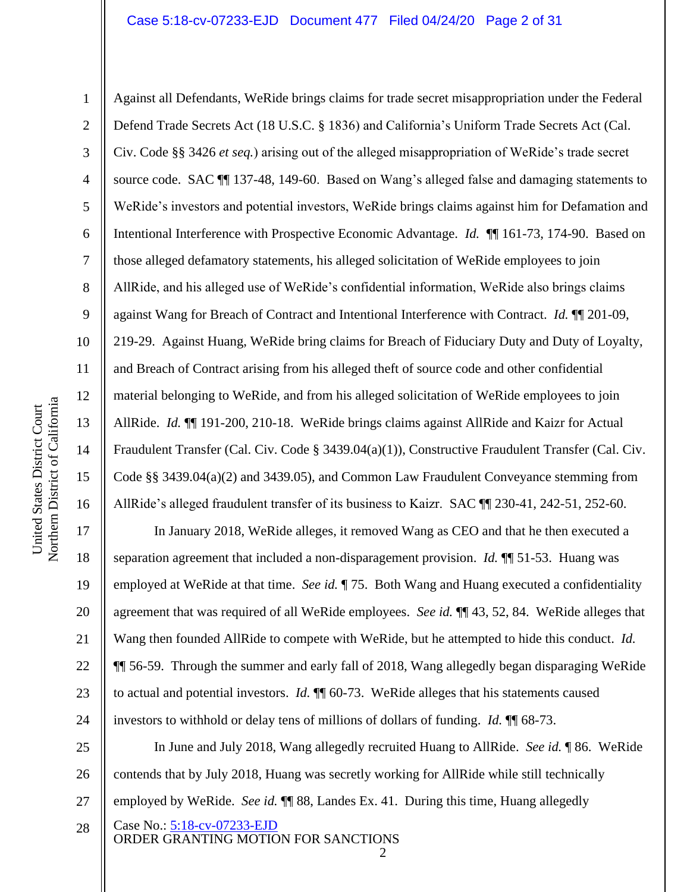Against all Defendants, WeRide brings claims for trade secret misappropriation under the Federal Defend Trade Secrets Act (18 U.S.C. § 1836) and California's Uniform Trade Secrets Act (Cal. Civ. Code §§ 3426 *et seq.*) arising out of the alleged misappropriation of WeRide's trade secret source code. SAC ¶¶ 137-48, 149-60. Based on Wang's alleged false and damaging statements to WeRide's investors and potential investors, WeRide brings claims against him for Defamation and Intentional Interference with Prospective Economic Advantage. *Id.* ¶¶ 161-73, 174-90. Based on those alleged defamatory statements, his alleged solicitation of WeRide employees to join AllRide, and his alleged use of WeRide's confidential information, WeRide also brings claims against Wang for Breach of Contract and Intentional Interference with Contract. *Id.* ¶¶ 201-09, 219-29. Against Huang, WeRide bring claims for Breach of Fiduciary Duty and Duty of Loyalty, and Breach of Contract arising from his alleged theft of source code and other confidential material belonging to WeRide, and from his alleged solicitation of WeRide employees to join AllRide. *Id.* ¶¶ 191-200, 210-18. WeRide brings claims against AllRide and Kaizr for Actual Fraudulent Transfer (Cal. Civ. Code § 3439.04(a)(1)), Constructive Fraudulent Transfer (Cal. Civ. Code §§ 3439.04(a)(2) and 3439.05), and Common Law Fraudulent Conveyance stemming from AllRide's alleged fraudulent transfer of its business to Kaizr. SAC ¶¶ 230-41, 242-51, 252-60.

In January 2018, WeRide alleges, it removed Wang as CEO and that he then executed a separation agreement that included a non-disparagement provision. *Id.* ¶¶ 51-53. Huang was employed at WeRide at that time. *See id.* ¶ 75. Both Wang and Huang executed a confidentiality agreement that was required of all WeRide employees. *See id.* ¶¶ 43, 52, 84. WeRide alleges that Wang then founded AllRide to compete with WeRide, but he attempted to hide this conduct. *Id.* ¶¶ 56-59. Through the summer and early fall of 2018, Wang allegedly began disparaging WeRide to actual and potential investors. *Id.* ¶¶ 60-73. WeRide alleges that his statements caused investors to withhold or delay tens of millions of dollars of funding. *Id.* ¶¶ 68-73.

In June and July 2018, Wang allegedly recruited Huang to AllRide. *See id.* ¶ 86. WeRide contends that by July 2018, Huang was secretly working for AllRide while still technically employed by WeRide. *See id.* ¶¶ 88, Landes Ex. 41. During this time, Huang allegedly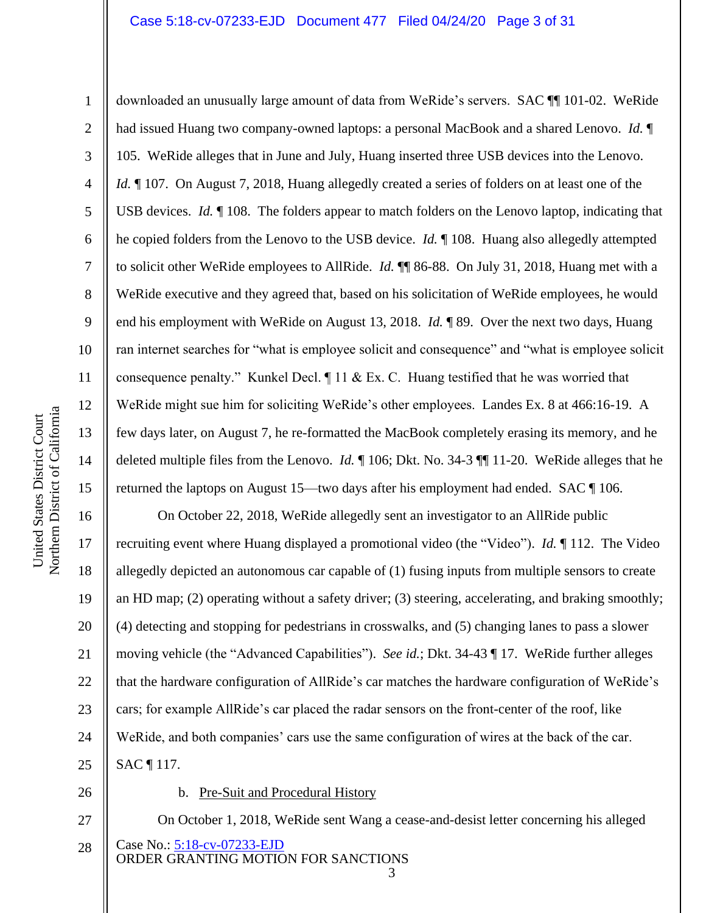downloaded an unusually large amount of data from WeRide's servers. SAC ¶¶ 101-02. WeRide had issued Huang two company-owned laptops: a personal MacBook and a shared Lenovo. *Id.* ¶ 105. WeRide alleges that in June and July, Huang inserted three USB devices into the Lenovo. *Id.* ¶ 107. On August 7, 2018, Huang allegedly created a series of folders on at least one of the USB devices. *Id.* ¶ 108. The folders appear to match folders on the Lenovo laptop, indicating that he copied folders from the Lenovo to the USB device. *Id.* ¶ 108. Huang also allegedly attempted to solicit other WeRide employees to AllRide. *Id.* ¶¶ 86-88. On July 31, 2018, Huang met with a WeRide executive and they agreed that, based on his solicitation of WeRide employees, he would end his employment with WeRide on August 13, 2018. *Id.* ¶ 89. Over the next two days, Huang ran internet searches for "what is employee solicit and consequence" and "what is employee solicit consequence penalty." Kunkel Decl. ¶ 11 & Ex. C. Huang testified that he was worried that WeRide might sue him for soliciting WeRide's other employees. Landes Ex. 8 at 466:16-19. A few days later, on August 7, he re-formatted the MacBook completely erasing its memory, and he deleted multiple files from the Lenovo. *Id.* ¶ 106; Dkt. No. 34-3 ¶¶ 11-20. WeRide alleges that he returned the laptops on August 15—two days after his employment had ended. SAC ¶ 106.

On October 22, 2018, WeRide allegedly sent an investigator to an AllRide public recruiting event where Huang displayed a promotional video (the "Video"). *Id.* ¶ 112. The Video allegedly depicted an autonomous car capable of (1) fusing inputs from multiple sensors to create an HD map; (2) operating without a safety driver; (3) steering, accelerating, and braking smoothly; (4) detecting and stopping for pedestrians in crosswalks, and (5) changing lanes to pass a slower moving vehicle (the "Advanced Capabilities"). *See id.*; Dkt. 34-43 ¶ 17. WeRide further alleges that the hardware configuration of AllRide's car matches the hardware configuration of WeRide's cars; for example AllRide's car placed the radar sensors on the front-center of the roof, like WeRide, and both companies' cars use the same configuration of wires at the back of the car. SAC ¶ 117.

b. Pre-Suit and Procedural History

On October 1, 2018, WeRide sent Wang a cease-and-desist letter concerning his alleged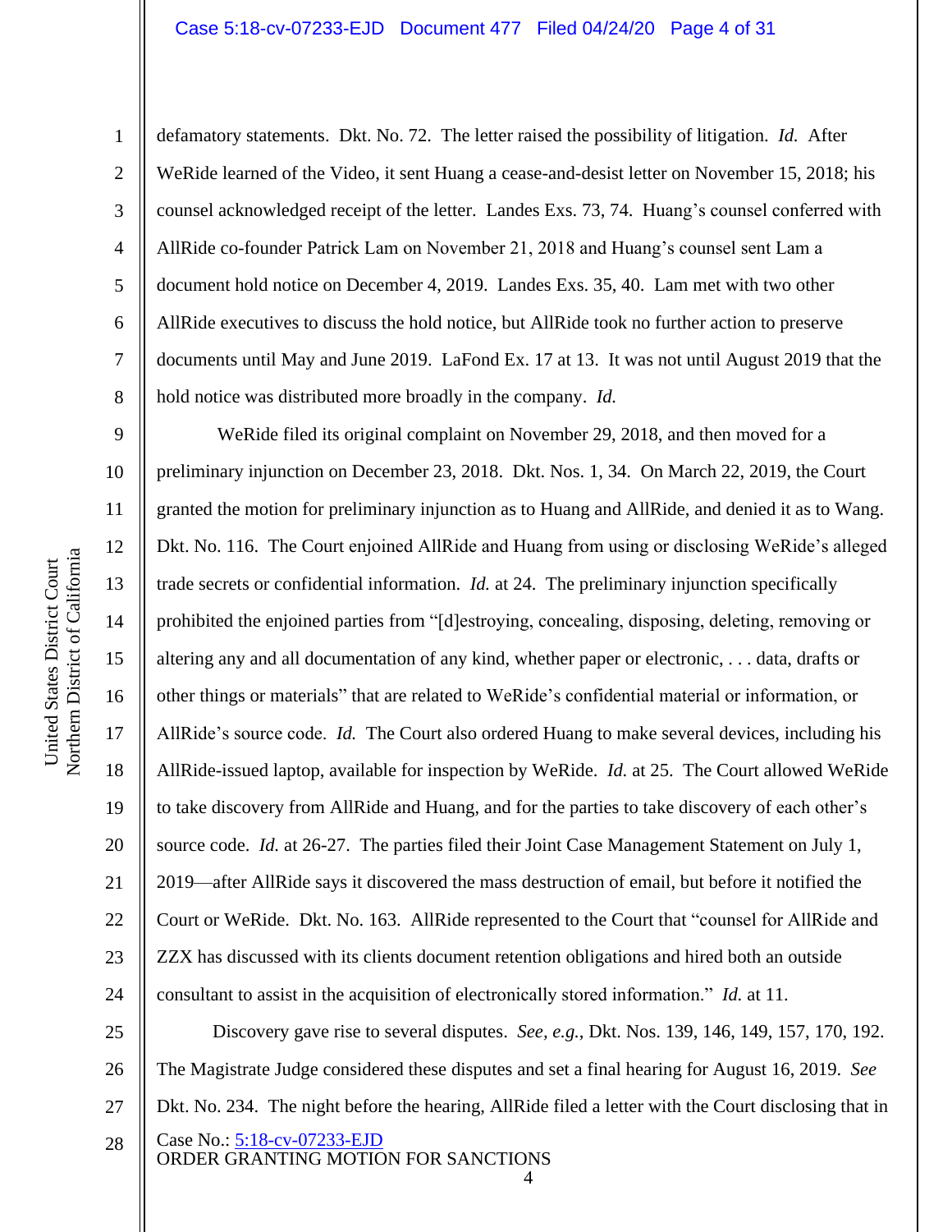defamatory statements. Dkt. No. 72. The letter raised the possibility of litigation. *Id.* After WeRide learned of the Video, it sent Huang a cease-and-desist letter on November 15, 2018; his counsel acknowledged receipt of the letter. Landes Exs. 73, 74. Huang's counsel conferred with AllRide co-founder Patrick Lam on November 21, 2018 and Huang's counsel sent Lam a document hold notice on December 4, 2019. Landes Exs. 35, 40. Lam met with two other AllRide executives to discuss the hold notice, but AllRide took no further action to preserve documents until May and June 2019. LaFond Ex. 17 at 13. It was not until August 2019 that the hold notice was distributed more broadly in the company. *Id.*

WeRide filed its original complaint on November 29, 2018, and then moved for a preliminary injunction on December 23, 2018. Dkt. Nos. 1, 34. On March 22, 2019, the Court granted the motion for preliminary injunction as to Huang and AllRide, and denied it as to Wang. Dkt. No. 116. The Court enjoined AllRide and Huang from using or disclosing WeRide's alleged trade secrets or confidential information. *Id.* at 24. The preliminary injunction specifically prohibited the enjoined parties from "[d]estroying, concealing, disposing, deleting, removing or altering any and all documentation of any kind, whether paper or electronic, . . . data, drafts or other things or materials" that are related to WeRide's confidential material or information, or AllRide's source code. *Id.* The Court also ordered Huang to make several devices, including his AllRide-issued laptop, available for inspection by WeRide. *Id.* at 25. The Court allowed WeRide to take discovery from AllRide and Huang, and for the parties to take discovery of each other's source code. *Id.* at 26-27. The parties filed their Joint Case Management Statement on July 1, 2019—after AllRide says it discovered the mass destruction of email, but before it notified the Court or WeRide. Dkt. No. 163. AllRide represented to the Court that "counsel for AllRide and ZZX has discussed with its clients document retention obligations and hired both an outside consultant to assist in the acquisition of electronically stored information." *Id.* at 11.

Discovery gave rise to several disputes. *See, e.g.*, Dkt. Nos. 139, 146, 149, 157, 170, 192. The Magistrate Judge considered these disputes and set a final hearing for August 16, 2019. *See* Dkt. No. 234. The night before the hearing, AllRide filed a letter with the Court disclosing that in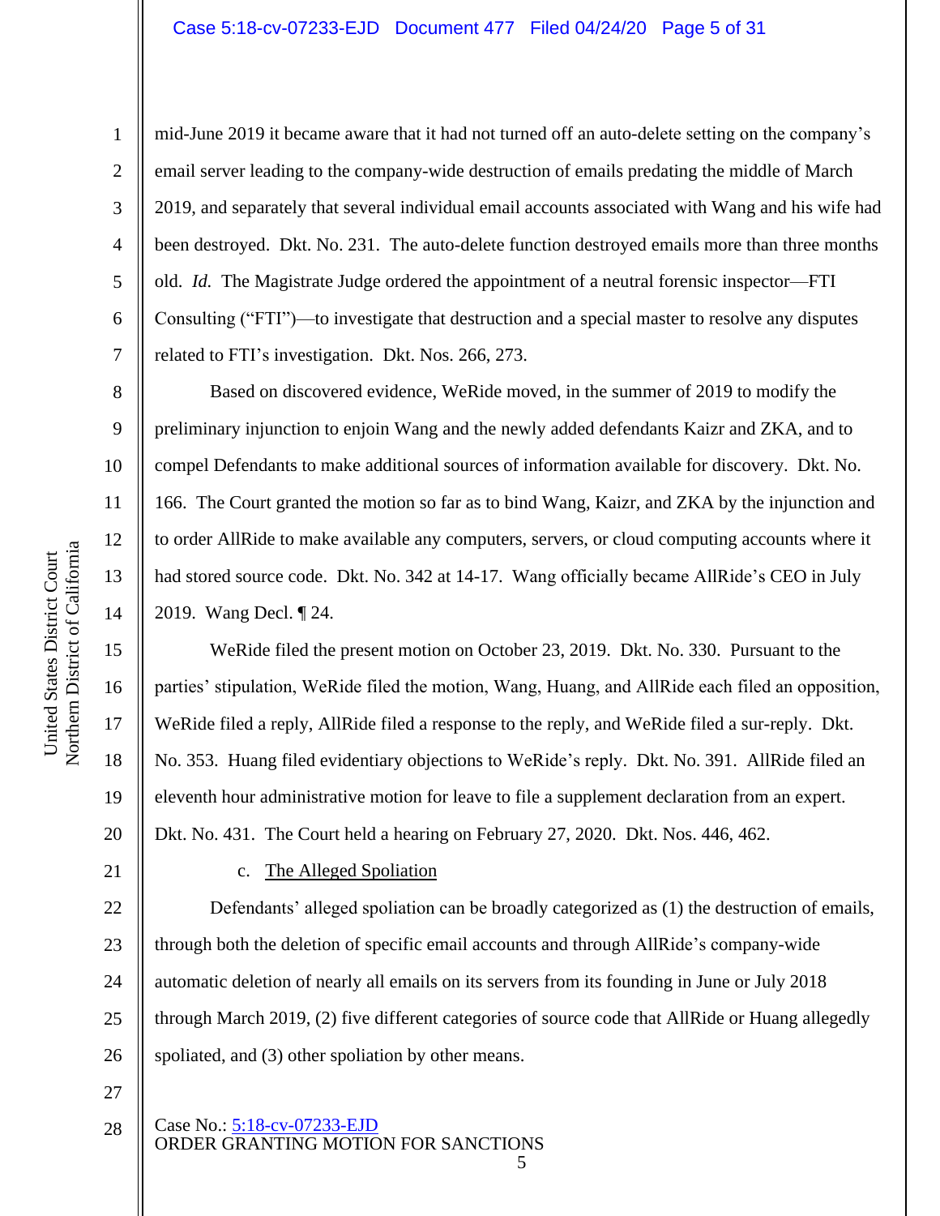mid-June 2019 it became aware that it had not turned off an auto-delete setting on the company's email server leading to the company-wide destruction of emails predating the middle of March 2019, and separately that several individual email accounts associated with Wang and his wife had been destroyed. Dkt. No. 231. The auto-delete function destroyed emails more than three months old. *Id.* The Magistrate Judge ordered the appointment of a neutral forensic inspector—FTI Consulting ("FTI")—to investigate that destruction and a special master to resolve any disputes related to FTI's investigation. Dkt. Nos. 266, 273.

Based on discovered evidence, WeRide moved, in the summer of 2019 to modify the preliminary injunction to enjoin Wang and the newly added defendants Kaizr and ZKA, and to compel Defendants to make additional sources of information available for discovery. Dkt. No. 166. The Court granted the motion so far as to bind Wang, Kaizr, and ZKA by the injunction and to order AllRide to make available any computers, servers, or cloud computing accounts where it had stored source code. Dkt. No. 342 at 14-17. Wang officially became AllRide's CEO in July 2019. Wang Decl. ¶ 24.

WeRide filed the present motion on October 23, 2019. Dkt. No. 330. Pursuant to the parties' stipulation, WeRide filed the motion, Wang, Huang, and AllRide each filed an opposition, WeRide filed a reply, AllRide filed a response to the reply, and WeRide filed a sur-reply. Dkt. No. 353. Huang filed evidentiary objections to WeRide's reply. Dkt. No. 391. AllRide filed an eleventh hour administrative motion for leave to file a supplement declaration from an expert. Dkt. No. 431. The Court held a hearing on February 27, 2020. Dkt. Nos. 446, 462.

c. The Alleged Spoliation

Defendants' alleged spoliation can be broadly categorized as (1) the destruction of emails, through both the deletion of specific email accounts and through AllRide's company-wide automatic deletion of nearly all emails on its servers from its founding in June or July 2018 through March 2019, (2) five different categories of source code that AllRide or Huang allegedly spoliated, and (3) other spoliation by other means.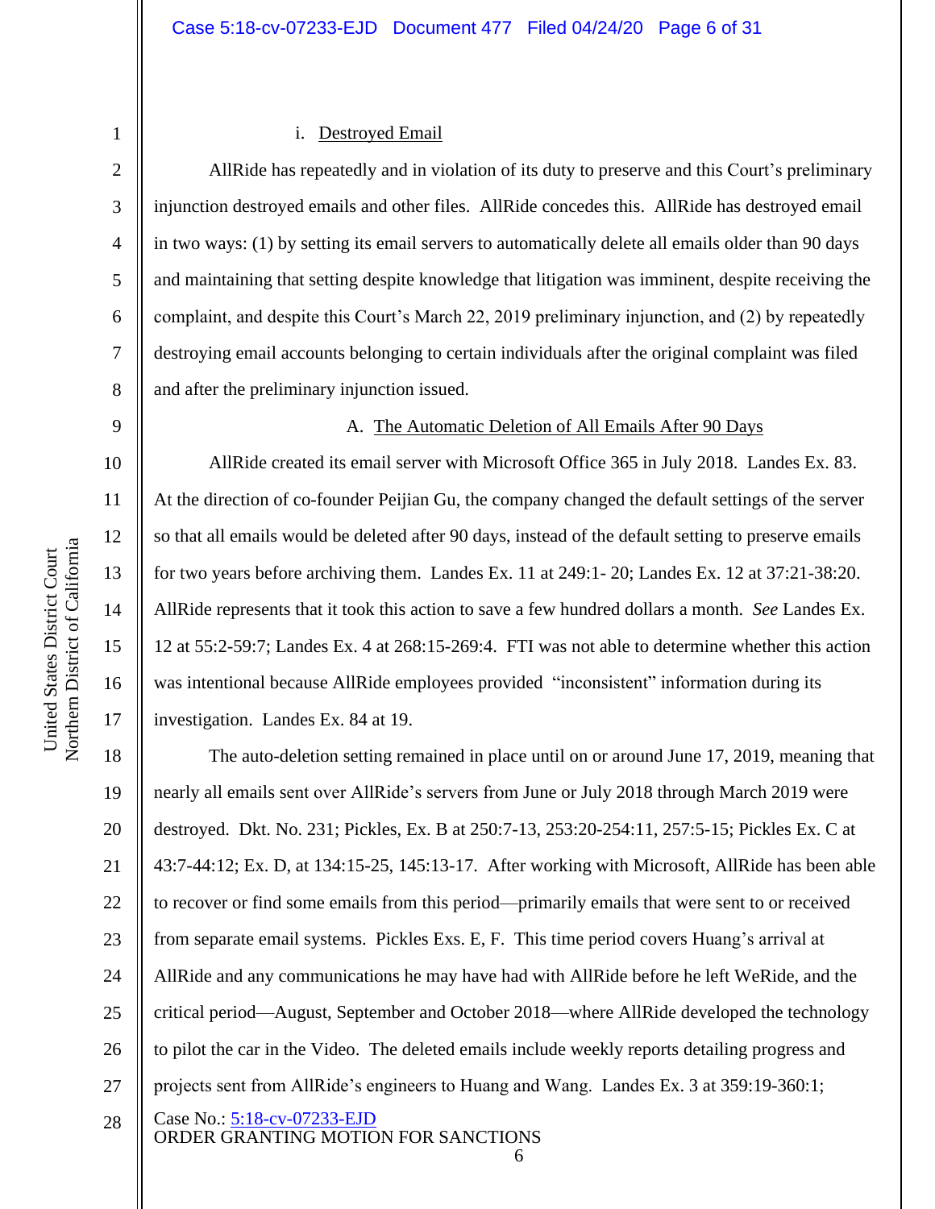i. Destroyed Email

AllRide has repeatedly and in violation of its duty to preserve and this Court's preliminary injunction destroyed emails and other files. AllRide concedes this. AllRide has destroyed email in two ways: (1) by setting its email servers to automatically delete all emails older than 90 days and maintaining that setting despite knowledge that litigation was imminent, despite receiving the complaint, and despite this Court's March 22, 2019 preliminary injunction, and (2) by repeatedly destroying email accounts belonging to certain individuals after the original complaint was filed and after the preliminary injunction issued.

A. The Automatic Deletion of All Emails After 90 Days

AllRide created its email server with Microsoft Office 365 in July 2018. Landes Ex. 83. At the direction of co-founder Peijian Gu, the company changed the default settings of the server so that all emails would be deleted after 90 days, instead of the default setting to preserve emails for two years before archiving them. Landes Ex. 11 at 249:1- 20; Landes Ex. 12 at 37:21-38:20. AllRide represents that it took this action to save a few hundred dollars a month. *See* Landes Ex. 12 at 55:2-59:7; Landes Ex. 4 at 268:15-269:4. FTI was not able to determine whether this action was intentional because AllRide employees provided "inconsistent" information during its investigation. Landes Ex. 84 at 19.

The auto-deletion setting remained in place until on or around June 17, 2019, meaning that nearly all emails sent over AllRide's servers from June or July 2018 through March 2019 were destroyed. Dkt. No. 231; Pickles, Ex. B at 250:7-13, 253:20-254:11, 257:5-15; Pickles Ex. C at 43:7-44:12; Ex. D, at 134:15-25, 145:13-17. After working with Microsoft, AllRide has been able to recover or find some emails from this period—primarily emails that were sent to or received from separate email systems. Pickles Exs. E, F. This time period covers Huang's arrival at AllRide and any communications he may have had with AllRide before he left WeRide, and the critical period—August, September and October 2018—where AllRide developed the technology to pilot the car in the Video. The deleted emails include weekly reports detailing progress and projects sent from AllRide's engineers to Huang and Wang. Landes Ex. 3 at 359:19-360:1;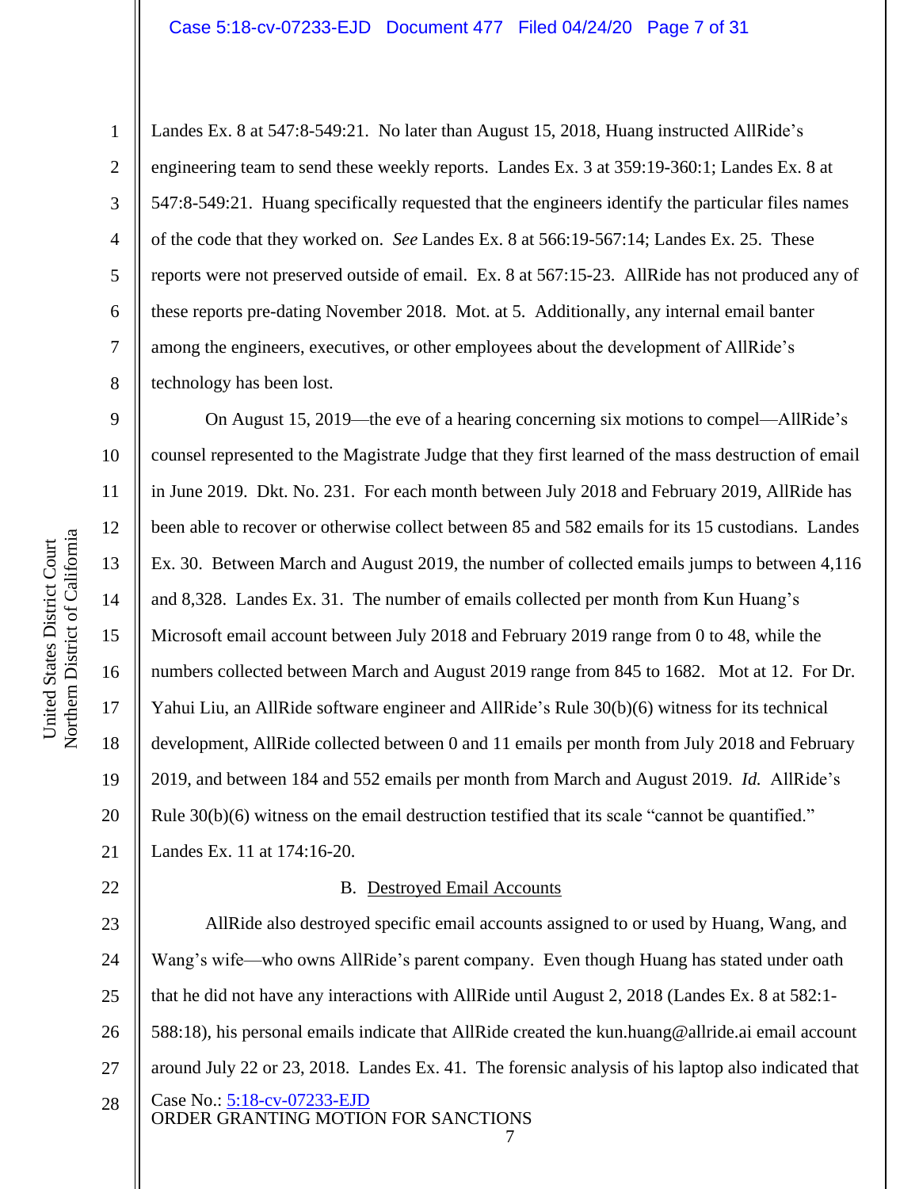Landes Ex. 8 at 547:8-549:21. No later than August 15, 2018, Huang instructed AllRide's engineering team to send these weekly reports. Landes Ex. 3 at 359:19-360:1; Landes Ex. 8 at 547:8-549:21. Huang specifically requested that the engineers identify the particular files names of the code that they worked on. *See* Landes Ex. 8 at 566:19-567:14; Landes Ex. 25. These reports were not preserved outside of email. Ex. 8 at 567:15-23. AllRide has not produced any of these reports pre-dating November 2018. Mot. at 5. Additionally, any internal email banter among the engineers, executives, or other employees about the development of AllRide's technology has been lost.

On August 15, 2019—the eve of a hearing concerning six motions to compel—AllRide's counsel represented to the Magistrate Judge that they first learned of the mass destruction of email in June 2019. Dkt. No. 231. For each month between July 2018 and February 2019, AllRide has been able to recover or otherwise collect between 85 and 582 emails for its 15 custodians. Landes Ex. 30. Between March and August 2019, the number of collected emails jumps to between 4,116 and 8,328. Landes Ex. 31. The number of emails collected per month from Kun Huang's Microsoft email account between July 2018 and February 2019 range from 0 to 48, while the numbers collected between March and August 2019 range from 845 to 1682. Mot at 12. For Dr. Yahui Liu, an AllRide software engineer and AllRide's Rule 30(b)(6) witness for its technical development, AllRide collected between 0 and 11 emails per month from July 2018 and February 2019, and between 184 and 552 emails per month from March and August 2019. *Id.* AllRide's Rule 30(b)(6) witness on the email destruction testified that its scale "cannot be quantified." Landes Ex. 11 at 174:16-20.

### B. Destroyed Email Accounts

AllRide also destroyed specific email accounts assigned to or used by Huang, Wang, and Wang's wife—who owns AllRide's parent company. Even though Huang has stated under oath that he did not have any interactions with AllRide until August 2, 2018 (Landes Ex. 8 at 582:1-588:18), his personal emails indicate that AllRide created the kun.huang@allride.ai email account around July 22 or 23, 2018. Landes Ex. 41. The forensic analysis of his laptop also indicated that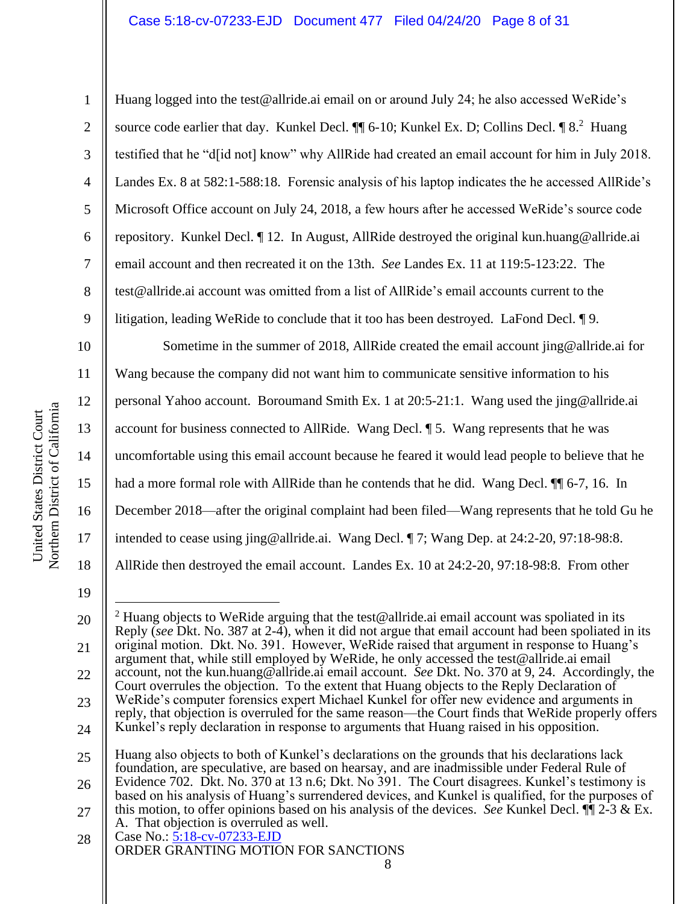Huang logged into the test@allride.ai email on or around July 24; he also accessed WeRide's source code earlier that day. Kunkel Decl. ¶¶ 6-10; Kunkel Ex. D; Collins Decl. ¶ 8.[2] Huang testified that he "d[id not] know" why AllRide had created an email account for him in July 2018. Landes Ex. 8 at 582:1-588:18. Forensic analysis of his laptop indicates the he accessed AllRide's Microsoft Office account on July 24, 2018, a few hours after he accessed WeRide's source code repository. Kunkel Decl. ¶ 12. In August, AllRide destroyed the original kun.huang@allride.ai email account and then recreated it on the 13th. *See* Landes Ex. 11 at 119:5-123:22. The test@allride.ai account was omitted from a list of AllRide's email accounts current to the litigation, leading WeRide to conclude that it too has been destroyed. LaFond Decl. ¶ 9.

Sometime in the summer of 2018, AllRide created the email account jing@allride.ai for Wang because the company did not want him to communicate sensitive information to his personal Yahoo account. Boroumand Smith Ex. 1 at 20:5-21:1. Wang used the jing@allride.ai account for business connected to AllRide. Wang Decl. ¶ 5. Wang represents that he was uncomfortable using this email account because he feared it would lead people to believe that he had a more formal role with AllRide than he contends that he did. Wang Decl. ¶¶ 6-7, 16. In December 2018—after the original complaint had been filed—Wang represents that he told Gu he intended to cease using jing@allride.ai. Wang Decl. ¶ 7; Wang Dep. at 24:2-20, 97:18-98:8. AllRide then destroyed the email account. Landes Ex. 10 at 24:2-20, 97:18-98:8. From other

---

[2] Huang objects to WeRide arguing that the test@allride.ai email account was spoliated in its Reply (*see* Dkt. No. 387 at 2-4), when it did not argue that email account had been spoliated in its original motion. Dkt. No. 391. However, WeRide raised that argument in response to Huang's argument that, while still employed by WeRide, he only accessed the test@allride.ai email account, not the kun.huang@allride.ai email account. *See* Dkt. No. 370 at 9, 24. Accordingly, the Court overrules the objection. To the extent that Huang objects to the Reply Declaration of WeRide's computer forensics expert Michael Kunkel for offer new evidence and arguments in reply, that objection is overruled for the same reason—the Court finds that WeRide properly offers Kunkel's reply declaration in response to arguments that Huang raised in his opposition.

Huang also objects to both of Kunkel's declarations on the grounds that his declarations lack foundation, are speculative, are based on hearsay, and are inadmissible under Federal Rule of Evidence 702. Dkt. No. 370 at 13 n.6; Dkt. No 391. The Court disagrees. Kunkel's testimony is based on his analysis of Huang's surrendered devices, and Kunkel is qualified, for the purposes of this motion, to offer opinions based on his analysis of the devices. *See* Kunkel Decl. ¶¶ 2-3 & Ex. A. That objection is overruled as well.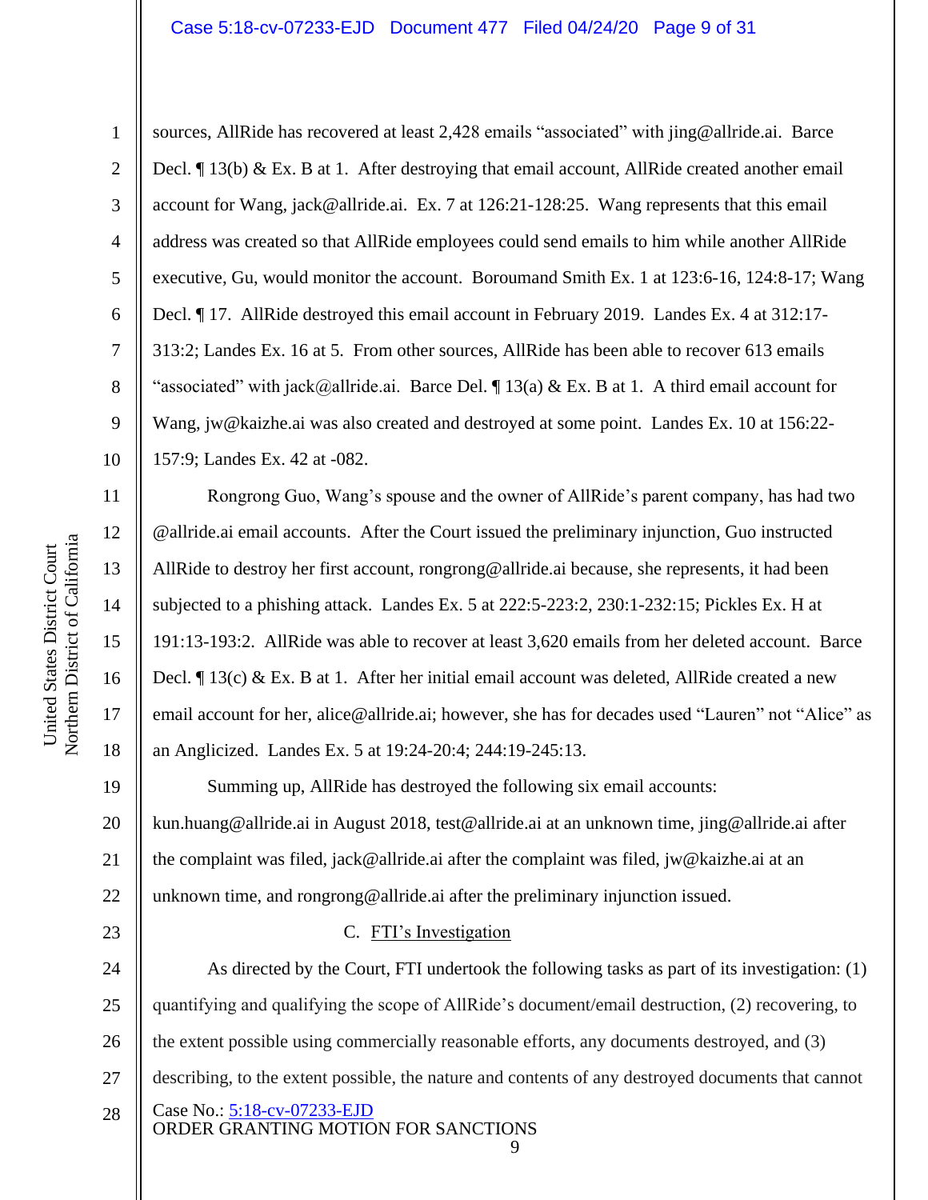sources, AllRide has recovered at least 2,428 emails "associated" with jing@allride.ai. Barce Decl. ¶ 13(b) & Ex. B at 1. After destroying that email account, AllRide created another email account for Wang, jack@allride.ai. Ex. 7 at 126:21-128:25. Wang represents that this email address was created so that AllRide employees could send emails to him while another AllRide executive, Gu, would monitor the account. Boroumand Smith Ex. 1 at 123:6-16, 124:8-17; Wang Decl. ¶ 17. AllRide destroyed this email account in February 2019. Landes Ex. 4 at 312:17-313:2; Landes Ex. 16 at 5. From other sources, AllRide has been able to recover 613 emails "associated" with jack@allride.ai. Barce Del. ¶ 13(a) & Ex. B at 1. A third email account for Wang, jw@kaizhe.ai was also created and destroyed at some point. Landes Ex. 10 at 156:22-157:9; Landes Ex. 42 at -082.

Rongrong Guo, Wang's spouse and the owner of AllRide's parent company, has had two @allride.ai email accounts. After the Court issued the preliminary injunction, Guo instructed AllRide to destroy her first account, rongrong@allride.ai because, she represents, it had been subjected to a phishing attack. Landes Ex. 5 at 222:5-223:2, 230:1-232:15; Pickles Ex. H at 191:13-193:2. AllRide was able to recover at least 3,620 emails from her deleted account. Barce Decl. ¶ 13(c) & Ex. B at 1. After her initial email account was deleted, AllRide created a new email account for her, alice@allride.ai; however, she has for decades used "Lauren" not "Alice" as an Anglicized. Landes Ex. 5 at 19:24-20:4; 244:19-245:13.

Summing up, AllRide has destroyed the following six email accounts: kun.huang@allride.ai in August 2018, test@allride.ai at an unknown time, jing@allride.ai after the complaint was filed, jack@allride.ai after the complaint was filed, jw@kaizhe.ai at an unknown time, and rongrong@allride.ai after the preliminary injunction issued.

C. <u>FTI's Investigation</u>

As directed by the Court, FTI undertook the following tasks as part of its investigation: (1) quantifying and qualifying the scope of AllRide's document/email destruction, (2) recovering, to the extent possible using commercially reasonable efforts, any documents destroyed, and (3) describing, to the extent possible, the nature and contents of any destroyed documents that cannot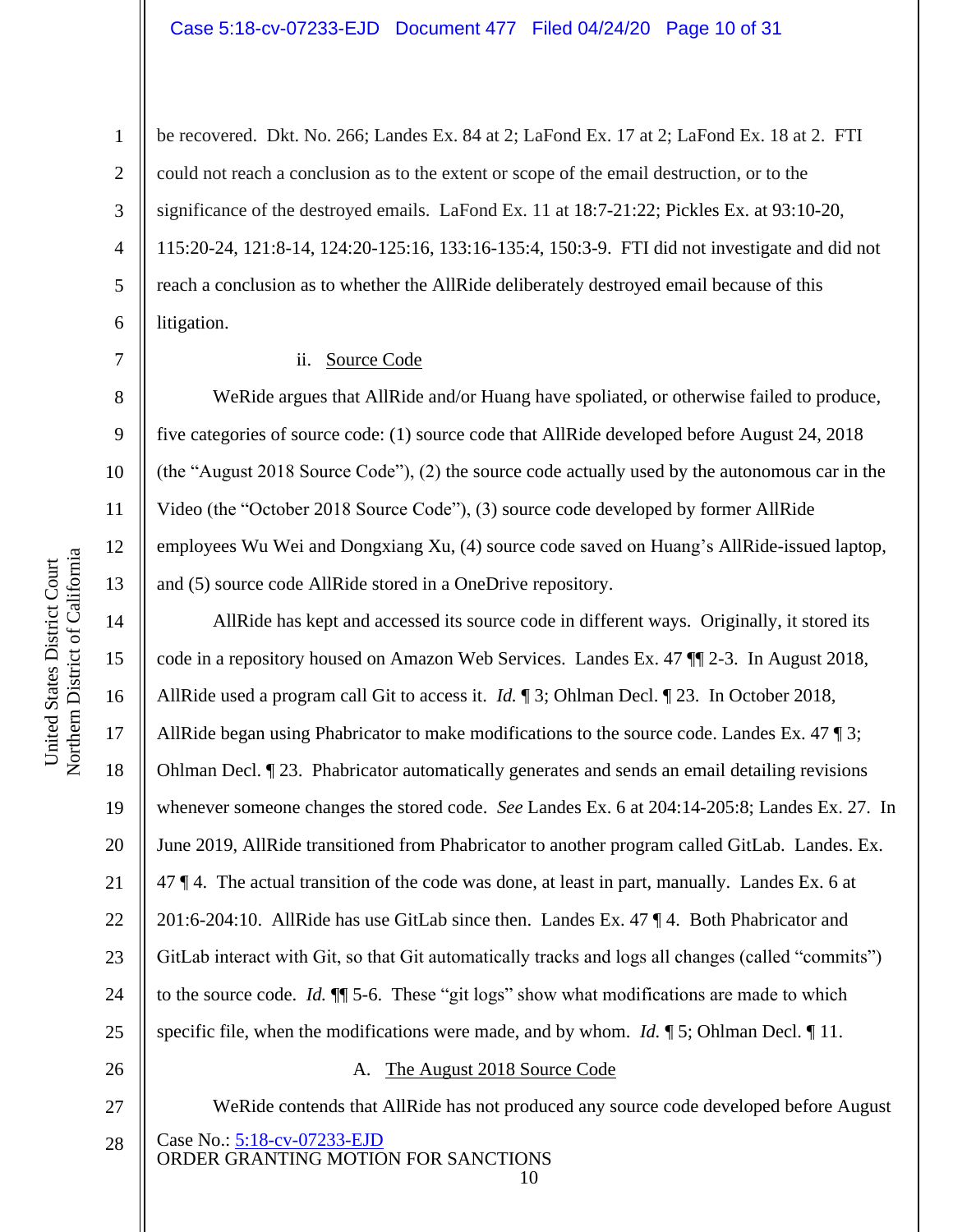be recovered. Dkt. No. 266; Landes Ex. 84 at 2; LaFond Ex. 17 at 2; LaFond Ex. 18 at 2. FTI could not reach a conclusion as to the extent or scope of the email destruction, or to the significance of the destroyed emails. LaFond Ex. 11 at 18:7-21:22; Pickles Ex. at 93:10-20, 115:20-24, 121:8-14, 124:20-125:16, 133:16-135:4, 150:3-9. FTI did not investigate and did not reach a conclusion as to whether the AllRide deliberately destroyed email because of this litigation.

ii. Source Code

WeRide argues that AllRide and/or Huang have spoliated, or otherwise failed to produce, five categories of source code: (1) source code that AllRide developed before August 24, 2018 (the "August 2018 Source Code"), (2) the source code actually used by the autonomous car in the Video (the "October 2018 Source Code"), (3) source code developed by former AllRide employees Wu Wei and Dongxiang Xu, (4) source code saved on Huang's AllRide-issued laptop, and (5) source code AllRide stored in a OneDrive repository.

AllRide has kept and accessed its source code in different ways. Originally, it stored its code in a repository housed on Amazon Web Services. Landes Ex. 47 ¶¶ 2-3. In August 2018, AllRide used a program call Git to access it. *Id.* ¶ 3; Ohlman Decl. ¶ 23. In October 2018, AllRide began using Phabricator to make modifications to the source code. Landes Ex. 47 ¶ 3; Ohlman Decl. ¶ 23. Phabricator automatically generates and sends an email detailing revisions whenever someone changes the stored code. *See* Landes Ex. 6 at 204:14-205:8; Landes Ex. 27. In June 2019, AllRide transitioned from Phabricator to another program called GitLab. Landes. Ex. 47 ¶ 4. The actual transition of the code was done, at least in part, manually. Landes Ex. 6 at 201:6-204:10. AllRide has use GitLab since then. Landes Ex. 47 ¶ 4. Both Phabricator and GitLab interact with Git, so that Git automatically tracks and logs all changes (called "commits") to the source code. *Id.* ¶¶ 5-6. These "git logs" show what modifications are made to which specific file, when the modifications were made, and by whom. *Id.* ¶ 5; Ohlman Decl. ¶ 11.

A. The August 2018 Source Code

WeRide contends that AllRide has not produced any source code developed before August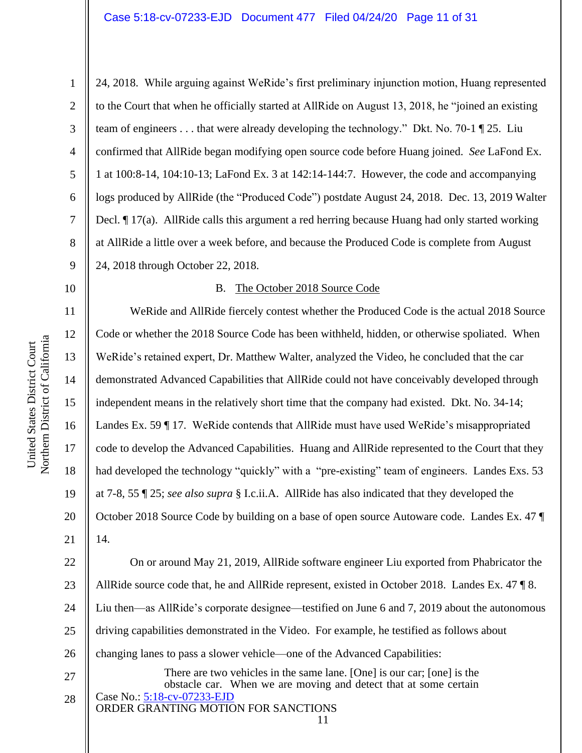24, 2018. While arguing against WeRide's first preliminary injunction motion, Huang represented to the Court that when he officially started at AllRide on August 13, 2018, he "joined an existing team of engineers . . . that were already developing the technology." Dkt. No. 70-1 ¶ 25. Liu confirmed that AllRide began modifying open source code before Huang joined. *See* LaFond Ex. 1 at 100:8-14, 104:10-13; LaFond Ex. 3 at 142:14-144:7. However, the code and accompanying logs produced by AllRide (the "Produced Code") postdate August 24, 2018. Dec. 13, 2019 Walter Decl. ¶ 17(a). AllRide calls this argument a red herring because Huang had only started working at AllRide a little over a week before, and because the Produced Code is complete from August 24, 2018 through October 22, 2018.

B. The October 2018 Source Code

WeRide and AllRide fiercely contest whether the Produced Code is the actual 2018 Source Code or whether the 2018 Source Code has been withheld, hidden, or otherwise spoliated. When WeRide's retained expert, Dr. Matthew Walter, analyzed the Video, he concluded that the car demonstrated Advanced Capabilities that AllRide could not have conceivably developed through independent means in the relatively short time that the company had existed. Dkt. No. 34-14; Landes Ex. 59 ¶ 17. WeRide contends that AllRide must have used WeRide's misappropriated code to develop the Advanced Capabilities. Huang and AllRide represented to the Court that they had developed the technology "quickly" with a "pre-existing" team of engineers. Landes Exs. 53 at 7-8, 55 ¶ 25; *see also supra* § I.c.ii.A. AllRide has also indicated that they developed the October 2018 Source Code by building on a base of open source Autoware code. Landes Ex. 47 ¶ 14.

On or around May 21, 2019, AllRide software engineer Liu exported from Phabricator the AllRide source code that, he and AllRide represent, existed in October 2018. Landes Ex. 47 ¶ 8. Liu then—as AllRide's corporate designee—testified on June 6 and 7, 2019 about the autonomous driving capabilities demonstrated in the Video. For example, he testified as follows about changing lanes to pass a slower vehicle—one of the Advanced Capabilities:

> There are two vehicles in the same lane. [One] is our car; [one] is the obstacle car. When we are moving and detect that at some certain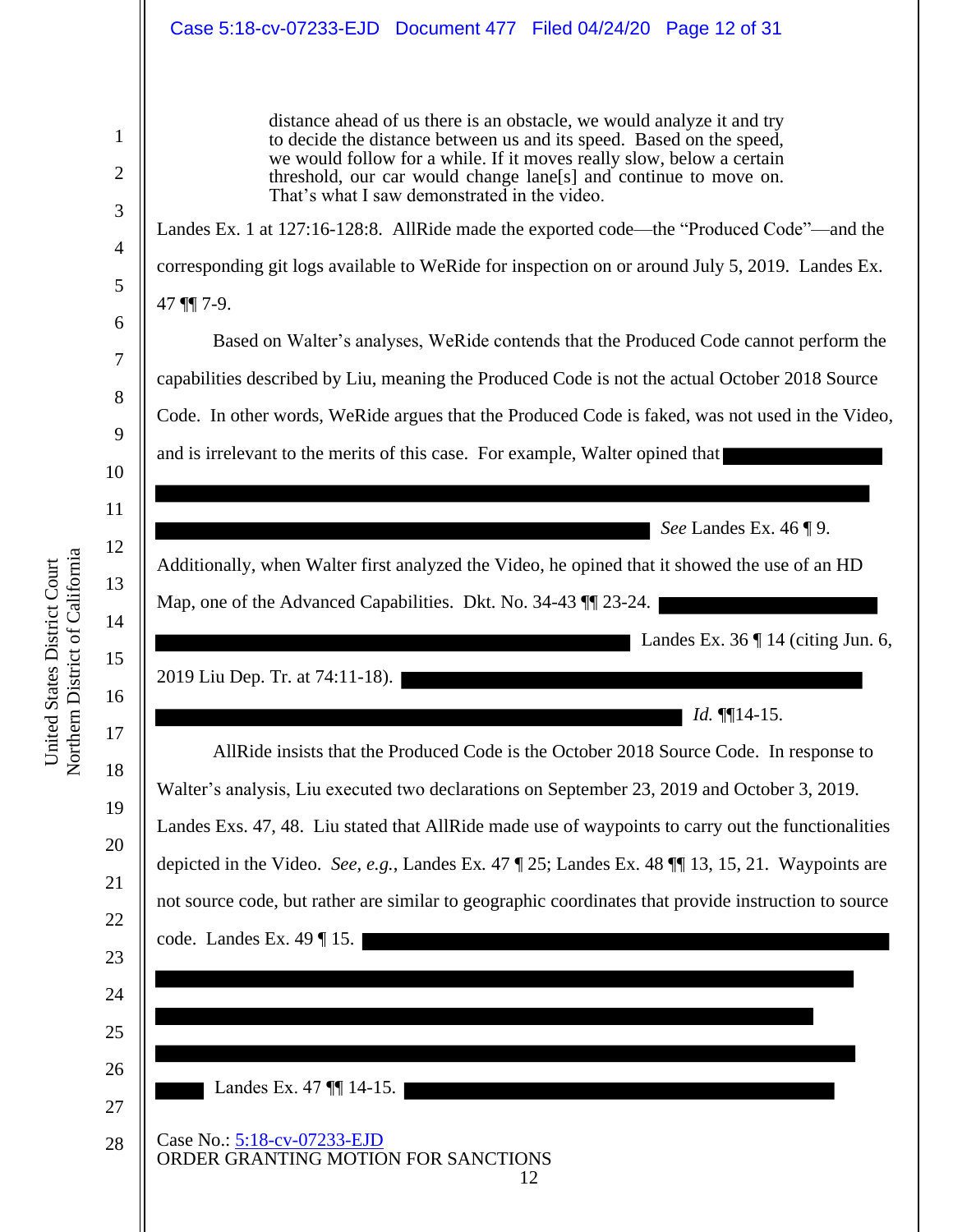> distance ahead of us there is an obstacle, we would analyze it and try to decide the distance between us and its speed. Based on the speed, we would follow for a while. If it moves really slow, below a certain threshold, our car would change lane[s] and continue to move on. That's what I saw demonstrated in the video.

Landes Ex. 1 at 127:16-128:8. AllRide made the exported code—the "Produced Code"—and the corresponding git logs available to WeRide for inspection on or around July 5, 2019. Landes Ex. 47 ¶¶ 7-9.

Based on Walter's analyses, WeRide contends that the Produced Code cannot perform the capabilities described by Liu, meaning the Produced Code is not the actual October 2018 Source Code. In other words, WeRide argues that the Produced Code is faked, was not used in the Video, and is irrelevant to the merits of this case. For example, Walter opined that ████████ ████████████████████████ ████████████████ *See* Landes Ex. 46 ¶ 9. Additionally, when Walter first analyzed the Video, he opined that it showed the use of an HD Map, one of the Advanced Capabilities. Dkt. No. 34-43 ¶¶ 23-24. ████████ ████████████████ Landes Ex. 36 ¶ 14 (citing Jun. 6, 2019 Liu Dep. Tr. at 74:11-18). ████████████████ ████████████████ *Id.* ¶¶14-15.

AllRide insists that the Produced Code is the October 2018 Source Code. In response to Walter's analysis, Liu executed two declarations on September 23, 2019 and October 3, 2019. Landes Exs. 47, 48. Liu stated that AllRide made use of waypoints to carry out the functionalities depicted in the Video. *See, e.g.*, Landes Ex. 47 ¶ 25; Landes Ex. 48 ¶¶ 13, 15, 21. Waypoints are not source code, but rather are similar to geographic coordinates that provide instruction to source code. Landes Ex. 49 ¶ 15. ████████████████ ████████████████████████ ████████████████████████ ████████████████████████ ██ Landes Ex. 47 ¶¶ 14-15. ████████████████

Case No.: 5:18-cv-07233-EJD
ORDER GRANTING MOTION FOR SANCTIONS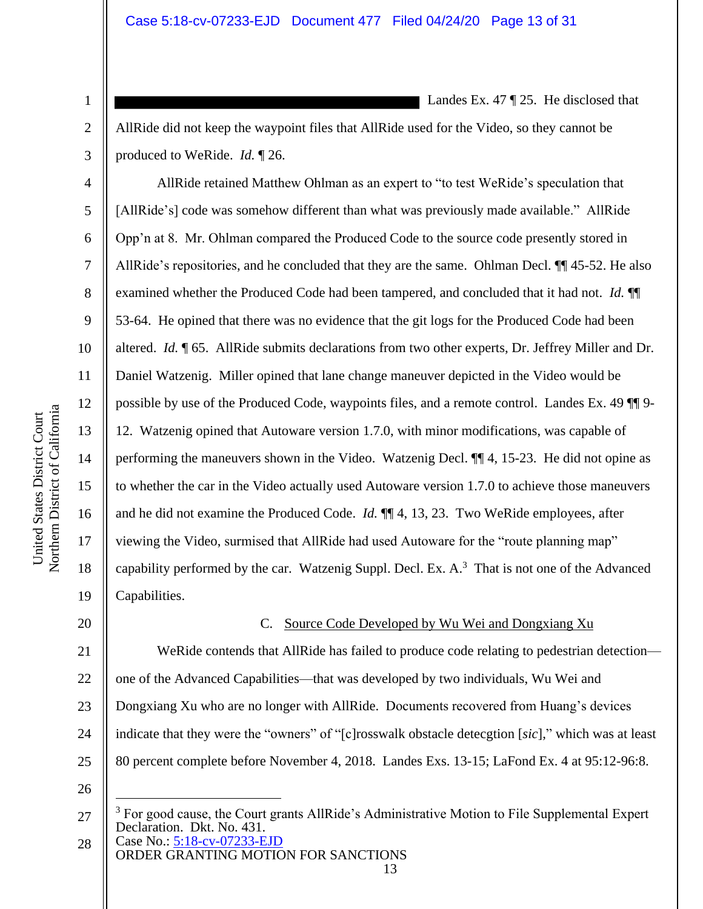█████████████████████████ Landes Ex. 47 ¶ 25. He disclosed that AllRide did not keep the waypoint files that AllRide used for the Video, so they cannot be produced to WeRide. *Id.* ¶ 26.

AllRide retained Matthew Ohlman as an expert to "to test WeRide's speculation that [AllRide's] code was somehow different than what was previously made available." AllRide Opp'n at 8. Mr. Ohlman compared the Produced Code to the source code presently stored in AllRide's repositories, and he concluded that they are the same. Ohlman Decl. ¶¶ 45-52. He also examined whether the Produced Code had been tampered, and concluded that it had not. *Id.* ¶¶ 53-64. He opined that there was no evidence that the git logs for the Produced Code had been altered. *Id.* ¶ 65. AllRide submits declarations from two other experts, Dr. Jeffrey Miller and Dr. Daniel Watzenig. Miller opined that lane change maneuver depicted in the Video would be possible by use of the Produced Code, waypoints files, and a remote control. Landes Ex. 49 ¶¶ 9-12. Watzenig opined that Autoware version 1.7.0, with minor modifications, was capable of performing the maneuvers shown in the Video. Watzenig Decl. ¶¶ 4, 15-23. He did not opine as to whether the car in the Video actually used Autoware version 1.7.0 to achieve those maneuvers and he did not examine the Produced Code. *Id.* ¶¶ 4, 13, 23. Two WeRide employees, after viewing the Video, surmised that AllRide had used Autoware for the "route planning map" capability performed by the car. Watzenig Suppl. Decl. Ex. A.[3] That is not one of the Advanced Capabilities.

### C. Source Code Developed by Wu Wei and Dongxiang Xu

WeRide contends that AllRide has failed to produce code relating to pedestrian detection—one of the Advanced Capabilities—that was developed by two individuals, Wu Wei and Dongxiang Xu who are no longer with AllRide. Documents recovered from Huang's devices indicate that they were the "owners" of "[c]rosswalk obstacle detecgtion [*sic*]," which was at least 80 percent complete before November 4, 2018. Landes Exs. 13-15; LaFond Ex. 4 at 95:12-96:8.

---

[3] For good cause, the Court grants AllRide's Administrative Motion to File Supplemental Expert Declaration. Dkt. No. 431.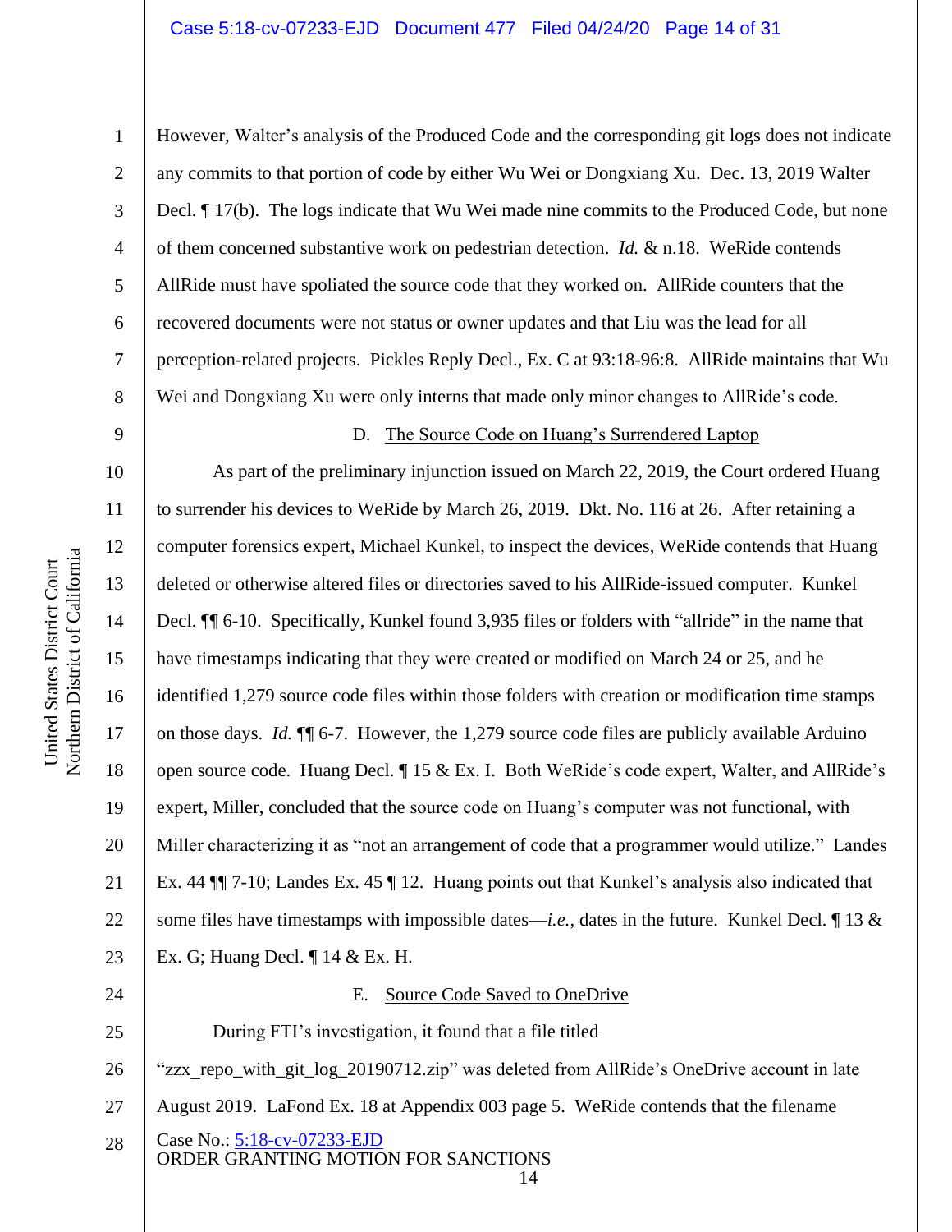However, Walter's analysis of the Produced Code and the corresponding git logs does not indicate any commits to that portion of code by either Wu Wei or Dongxiang Xu. Dec. 13, 2019 Walter Decl. ¶ 17(b). The logs indicate that Wu Wei made nine commits to the Produced Code, but none of them concerned substantive work on pedestrian detection. *Id.* & n.18. WeRide contends AllRide must have spoliated the source code that they worked on. AllRide counters that the recovered documents were not status or owner updates and that Liu was the lead for all perception-related projects. Pickles Reply Decl., Ex. C at 93:18-96:8. AllRide maintains that Wu Wei and Dongxiang Xu were only interns that made only minor changes to AllRide's code.

D. The Source Code on Huang's Surrendered Laptop

As part of the preliminary injunction issued on March 22, 2019, the Court ordered Huang to surrender his devices to WeRide by March 26, 2019. Dkt. No. 116 at 26. After retaining a computer forensics expert, Michael Kunkel, to inspect the devices, WeRide contends that Huang deleted or otherwise altered files or directories saved to his AllRide-issued computer. Kunkel Decl. ¶¶ 6-10. Specifically, Kunkel found 3,935 files or folders with "allride" in the name that have timestamps indicating that they were created or modified on March 24 or 25, and he identified 1,279 source code files within those folders with creation or modification time stamps on those days. *Id.* ¶¶ 6-7. However, the 1,279 source code files are publicly available Arduino open source code. Huang Decl. ¶ 15 & Ex. I. Both WeRide's code expert, Walter, and AllRide's expert, Miller, concluded that the source code on Huang's computer was not functional, with Miller characterizing it as "not an arrangement of code that a programmer would utilize." Landes Ex. 44 ¶¶ 7-10; Landes Ex. 45 ¶ 12. Huang points out that Kunkel's analysis also indicated that some files have timestamps with impossible dates—*i.e.*, dates in the future. Kunkel Decl. ¶ 13 & Ex. G; Huang Decl. ¶ 14 & Ex. H.

E. Source Code Saved to OneDrive

During FTI's investigation, it found that a file titled "zzx_repo_with_git_log_20190712.zip" was deleted from AllRide's OneDrive account in late August 2019. LaFond Ex. 18 at Appendix 003 page 5. WeRide contends that the filename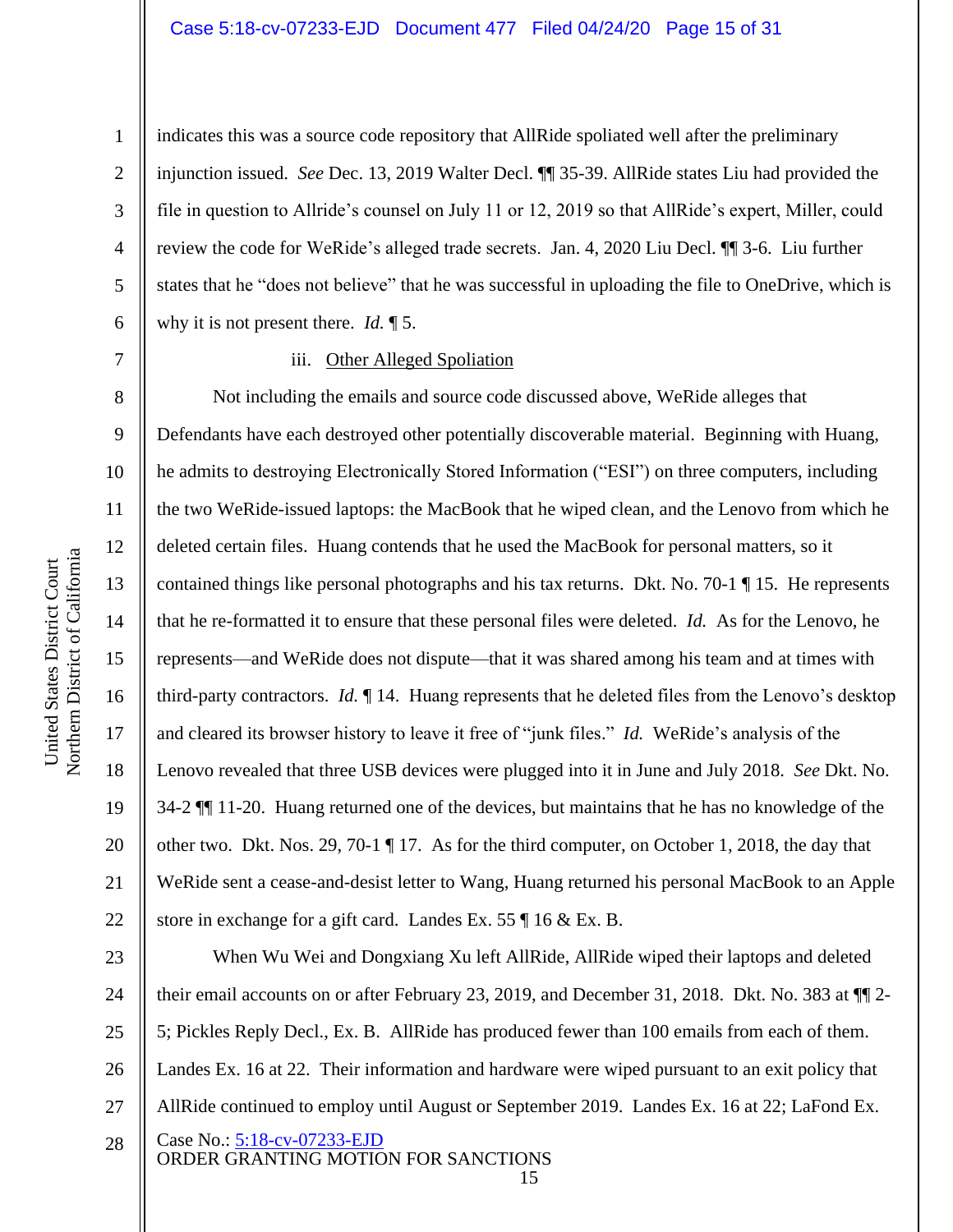indicates this was a source code repository that AllRide spoliated well after the preliminary injunction issued. *See* Dec. 13, 2019 Walter Decl. ¶¶ 35-39. AllRide states Liu had provided the file in question to Allride's counsel on July 11 or 12, 2019 so that AllRide's expert, Miller, could review the code for WeRide's alleged trade secrets. Jan. 4, 2020 Liu Decl. ¶¶ 3-6. Liu further states that he "does not believe" that he was successful in uploading the file to OneDrive, which is why it is not present there. *Id.* ¶ 5.

iii. <u>Other Alleged Spoliation</u>

Not including the emails and source code discussed above, WeRide alleges that Defendants have each destroyed other potentially discoverable material. Beginning with Huang, he admits to destroying Electronically Stored Information ("ESI") on three computers, including the two WeRide-issued laptops: the MacBook that he wiped clean, and the Lenovo from which he deleted certain files. Huang contends that he used the MacBook for personal matters, so it contained things like personal photographs and his tax returns. Dkt. No. 70-1 ¶ 15. He represents that he re-formatted it to ensure that these personal files were deleted. *Id.* As for the Lenovo, he represents—and WeRide does not dispute—that it was shared among his team and at times with third-party contractors. *Id.* ¶ 14. Huang represents that he deleted files from the Lenovo's desktop and cleared its browser history to leave it free of "junk files." *Id.* WeRide's analysis of the Lenovo revealed that three USB devices were plugged into it in June and July 2018. *See* Dkt. No. 34-2 ¶¶ 11-20. Huang returned one of the devices, but maintains that he has no knowledge of the other two. Dkt. Nos. 29, 70-1 ¶ 17. As for the third computer, on October 1, 2018, the day that WeRide sent a cease-and-desist letter to Wang, Huang returned his personal MacBook to an Apple store in exchange for a gift card. Landes Ex. 55 ¶ 16 & Ex. B.

When Wu Wei and Dongxiang Xu left AllRide, AllRide wiped their laptops and deleted their email accounts on or after February 23, 2019, and December 31, 2018. Dkt. No. 383 at ¶¶ 2-5; Pickles Reply Decl., Ex. B. AllRide has produced fewer than 100 emails from each of them. Landes Ex. 16 at 22. Their information and hardware were wiped pursuant to an exit policy that AllRide continued to employ until August or September 2019. Landes Ex. 16 at 22; LaFond Ex.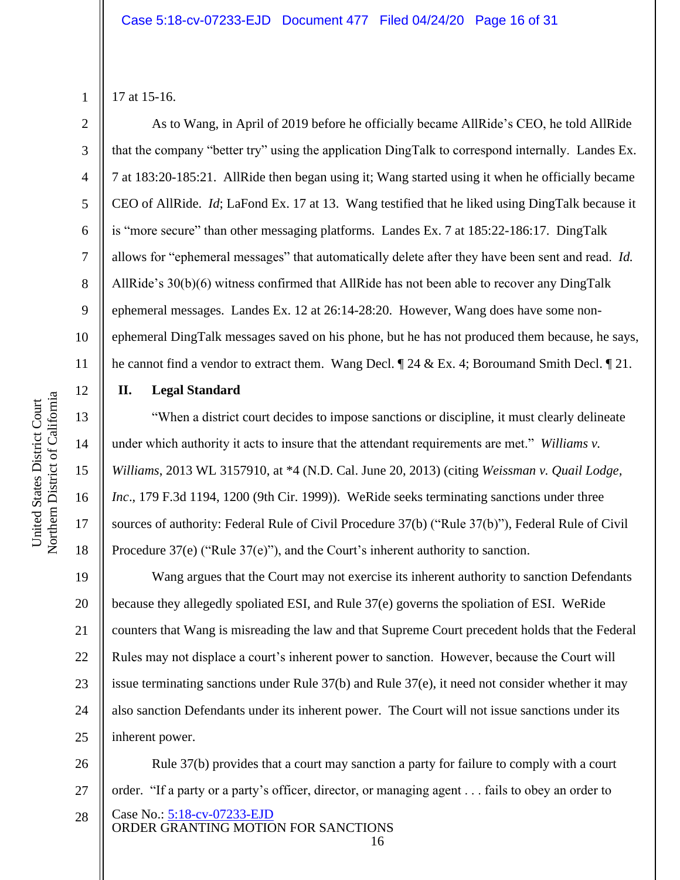17 at 15-16.

As to Wang, in April of 2019 before he officially became AllRide's CEO, he told AllRide that the company "better try" using the application DingTalk to correspond internally. Landes Ex. 7 at 183:20-185:21. AllRide then began using it; Wang started using it when he officially became CEO of AllRide. *Id*; LaFond Ex. 17 at 13. Wang testified that he liked using DingTalk because it is "more secure" than other messaging platforms. Landes Ex. 7 at 185:22-186:17. DingTalk allows for "ephemeral messages" that automatically delete after they have been sent and read. *Id.* AllRide's 30(b)(6) witness confirmed that AllRide has not been able to recover any DingTalk ephemeral messages. Landes Ex. 12 at 26:14-28:20. However, Wang does have some non-ephemeral DingTalk messages saved on his phone, but he has not produced them because, he says, he cannot find a vendor to extract them. Wang Decl. ¶ 24 & Ex. 4; Boroumand Smith Decl. ¶ 21.

## II. Legal Standard

"When a district court decides to impose sanctions or discipline, it must clearly delineate under which authority it acts to insure that the attendant requirements are met." *Williams v. Williams*, 2013 WL 3157910, at *4 (N.D. Cal. June 20, 2013) (citing *Weissman v. Quail Lodge, Inc*., 179 F.3d 1194, 1200 (9th Cir. 1999)). WeRide seeks terminating sanctions under three sources of authority: Federal Rule of Civil Procedure 37(b) ("Rule 37(b)"), Federal Rule of Civil Procedure 37(e) ("Rule 37(e)"), and the Court's inherent authority to sanction.

Wang argues that the Court may not exercise its inherent authority to sanction Defendants because they allegedly spoliated ESI, and Rule 37(e) governs the spoliation of ESI. WeRide counters that Wang is misreading the law and that Supreme Court precedent holds that the Federal Rules may not displace a court's inherent power to sanction. However, because the Court will issue terminating sanctions under Rule 37(b) and Rule 37(e), it need not consider whether it may also sanction Defendants under its inherent power. The Court will not issue sanctions under its inherent power.

Rule 37(b) provides that a court may sanction a party for failure to comply with a court order. "If a party or a party's officer, director, or managing agent . . . fails to obey an order to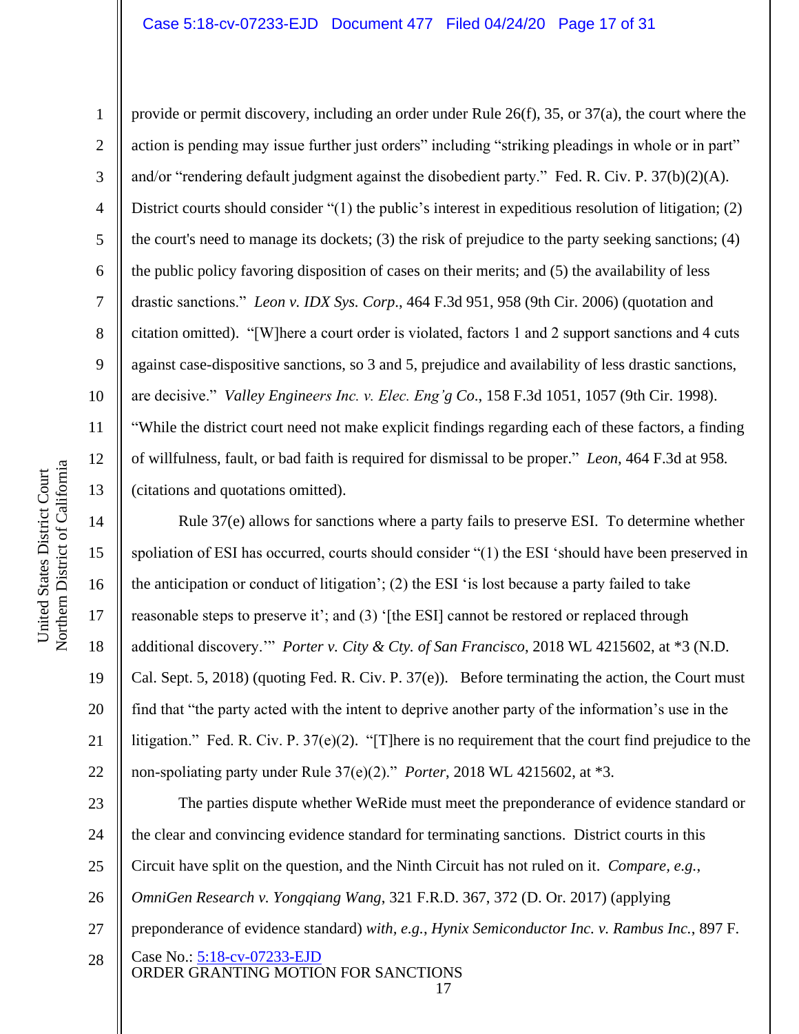provide or permit discovery, including an order under Rule 26(f), 35, or 37(a), the court where the action is pending may issue further just orders" including "striking pleadings in whole or in part" and/or "rendering default judgment against the disobedient party." Fed. R. Civ. P. 37(b)(2)(A). District courts should consider "(1) the public's interest in expeditious resolution of litigation; (2) the court's need to manage its dockets; (3) the risk of prejudice to the party seeking sanctions; (4) the public policy favoring disposition of cases on their merits; and (5) the availability of less drastic sanctions." *Leon v. IDX Sys. Corp.*, 464 F.3d 951, 958 (9th Cir. 2006) (quotation and citation omitted). "[W]here a court order is violated, factors 1 and 2 support sanctions and 4 cuts against case-dispositive sanctions, so 3 and 5, prejudice and availability of less drastic sanctions, are decisive." *Valley Engineers Inc. v. Elec. Eng'g Co.*, 158 F.3d 1051, 1057 (9th Cir. 1998). "While the district court need not make explicit findings regarding each of these factors, a finding of willfulness, fault, or bad faith is required for dismissal to be proper." *Leon*, 464 F.3d at 958. (citations and quotations omitted).

Rule 37(e) allows for sanctions where a party fails to preserve ESI. To determine whether spoliation of ESI has occurred, courts should consider "(1) the ESI 'should have been preserved in the anticipation or conduct of litigation'; (2) the ESI 'is lost because a party failed to take reasonable steps to preserve it'; and (3) '[the ESI] cannot be restored or replaced through additional discovery.'" *Porter v. City & Cty. of San Francisco*, 2018 WL 4215602, at *3 (N.D. Cal. Sept. 5, 2018) (quoting Fed. R. Civ. P. 37(e)). Before terminating the action, the Court must find that "the party acted with the intent to deprive another party of the information's use in the litigation." Fed. R. Civ. P. 37(e)(2). "[T]here is no requirement that the court find prejudice to the non-spoliating party under Rule 37(e)(2)." *Porter*, 2018 WL 4215602, at *3.

The parties dispute whether WeRide must meet the preponderance of evidence standard or the clear and convincing evidence standard for terminating sanctions. District courts in this Circuit have split on the question, and the Ninth Circuit has not ruled on it. *Compare, e.g.*, *OmniGen Research v. Yongqiang Wang*, 321 F.R.D. 367, 372 (D. Or. 2017) (applying preponderance of evidence standard) *with, e.g.*, *Hynix Semiconductor Inc. v. Rambus Inc.*, 897 F.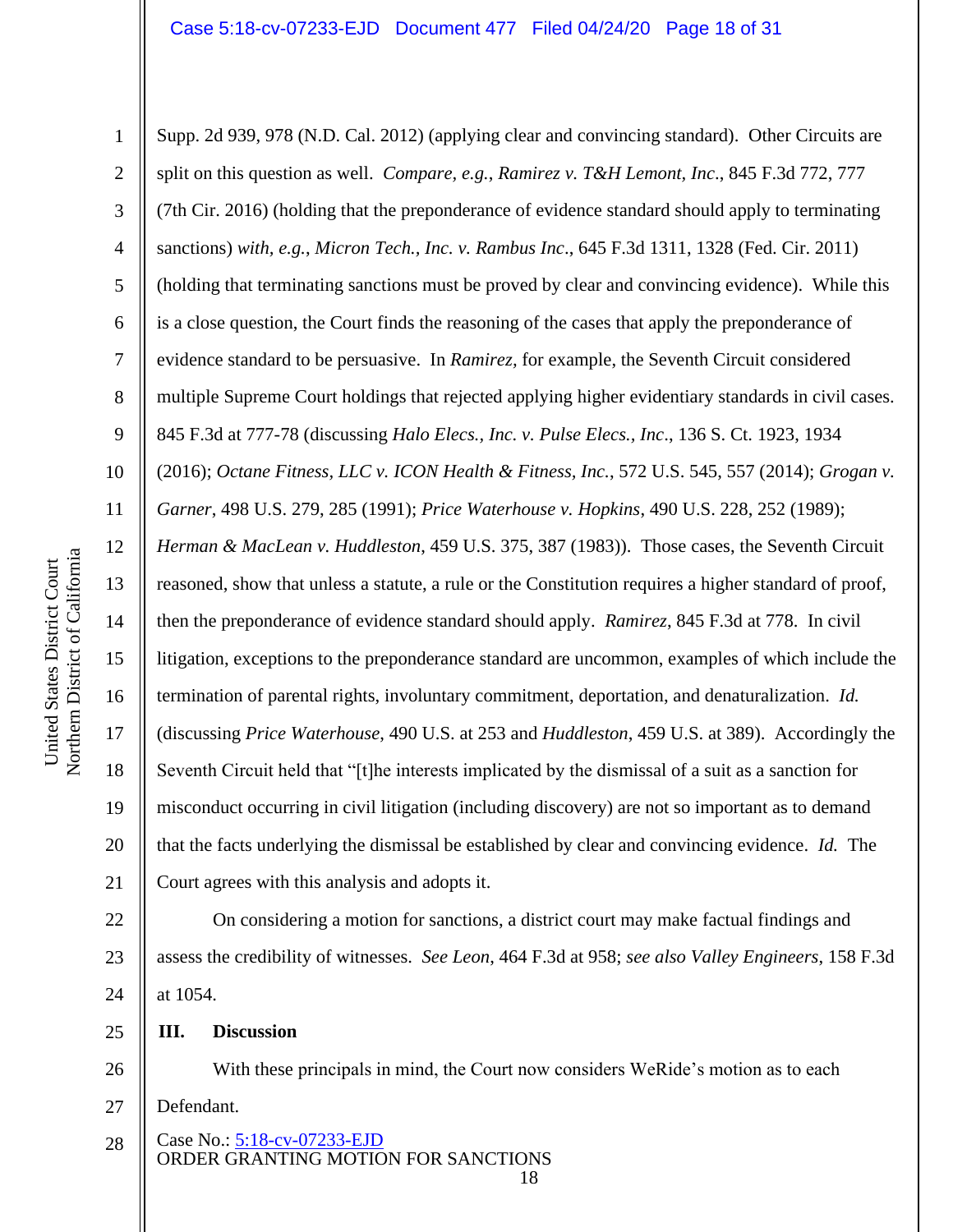Supp. 2d 939, 978 (N.D. Cal. 2012) (applying clear and convincing standard). Other Circuits are split on this question as well. *Compare, e.g.*, *Ramirez v. T&H Lemont, Inc.*, 845 F.3d 772, 777 (7th Cir. 2016) (holding that the preponderance of evidence standard should apply to terminating sanctions) *with, e.g.*, *Micron Tech., Inc. v. Rambus Inc.*, 645 F.3d 1311, 1328 (Fed. Cir. 2011) (holding that terminating sanctions must be proved by clear and convincing evidence). While this is a close question, the Court finds the reasoning of the cases that apply the preponderance of evidence standard to be persuasive. In *Ramirez,* for example, the Seventh Circuit considered multiple Supreme Court holdings that rejected applying higher evidentiary standards in civil cases. 845 F.3d at 777-78 (discussing *Halo Elecs., Inc. v. Pulse Elecs., Inc*., 136 S. Ct. 1923, 1934 (2016); *Octane Fitness, LLC v. ICON Health & Fitness, Inc.*, 572 U.S. 545, 557 (2014); *Grogan v. Garner*, 498 U.S. 279, 285 (1991); *Price Waterhouse v. Hopkins*, 490 U.S. 228, 252 (1989); *Herman & MacLean v. Huddleston*, 459 U.S. 375, 387 (1983)). Those cases, the Seventh Circuit reasoned, show that unless a statute, a rule or the Constitution requires a higher standard of proof, then the preponderance of evidence standard should apply. *Ramirez*, 845 F.3d at 778. In civil litigation, exceptions to the preponderance standard are uncommon, examples of which include the termination of parental rights, involuntary commitment, deportation, and denaturalization. *Id.* (discussing *Price Waterhouse*, 490 U.S. at 253 and *Huddleston*, 459 U.S. at 389). Accordingly the Seventh Circuit held that "[t]he interests implicated by the dismissal of a suit as a sanction for misconduct occurring in civil litigation (including discovery) are not so important as to demand that the facts underlying the dismissal be established by clear and convincing evidence. *Id.* The Court agrees with this analysis and adopts it.

On considering a motion for sanctions, a district court may make factual findings and assess the credibility of witnesses. *See Leon*, 464 F.3d at 958; *see also Valley Engineers*, 158 F.3d at 1054.

## III. Discussion

With these principals in mind, the Court now considers WeRide's motion as to each Defendant.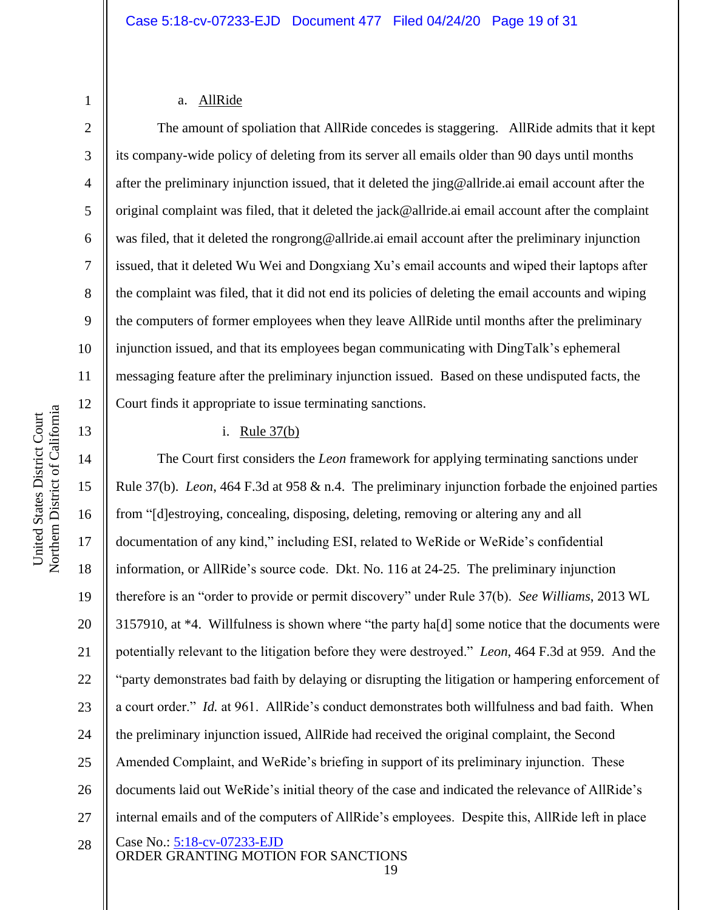a. AllRide

The amount of spoliation that AllRide concedes is staggering. AllRide admits that it kept its company-wide policy of deleting from its server all emails older than 90 days until months after the preliminary injunction issued, that it deleted the jing@allride.ai email account after the original complaint was filed, that it deleted the jack@allride.ai email account after the complaint was filed, that it deleted the rongrong@allride.ai email account after the preliminary injunction issued, that it deleted Wu Wei and Dongxiang Xu's email accounts and wiped their laptops after the complaint was filed, that it did not end its policies of deleting the email accounts and wiping the computers of former employees when they leave AllRide until months after the preliminary injunction issued, and that its employees began communicating with DingTalk's ephemeral messaging feature after the preliminary injunction issued. Based on these undisputed facts, the Court finds it appropriate to issue terminating sanctions.

i. Rule 37(b)

The Court first considers the *Leon* framework for applying terminating sanctions under Rule 37(b). *Leon*, 464 F.3d at 958 & n.4. The preliminary injunction forbade the enjoined parties from "[d]estroying, concealing, disposing, deleting, removing or altering any and all documentation of any kind," including ESI, related to WeRide or WeRide's confidential information, or AllRide's source code. Dkt. No. 116 at 24-25. The preliminary injunction therefore is an "order to provide or permit discovery" under Rule 37(b). *See Williams*, 2013 WL 3157910, at *4. Willfulness is shown where "the party ha[d] some notice that the documents were potentially relevant to the litigation before they were destroyed." *Leon*, 464 F.3d at 959. And the "party demonstrates bad faith by delaying or disrupting the litigation or hampering enforcement of a court order." *Id.* at 961. AllRide's conduct demonstrates both willfulness and bad faith. When the preliminary injunction issued, AllRide had received the original complaint, the Second Amended Complaint, and WeRide's briefing in support of its preliminary injunction. These documents laid out WeRide's initial theory of the case and indicated the relevance of AllRide's internal emails and of the computers of AllRide's employees. Despite this, AllRide left in place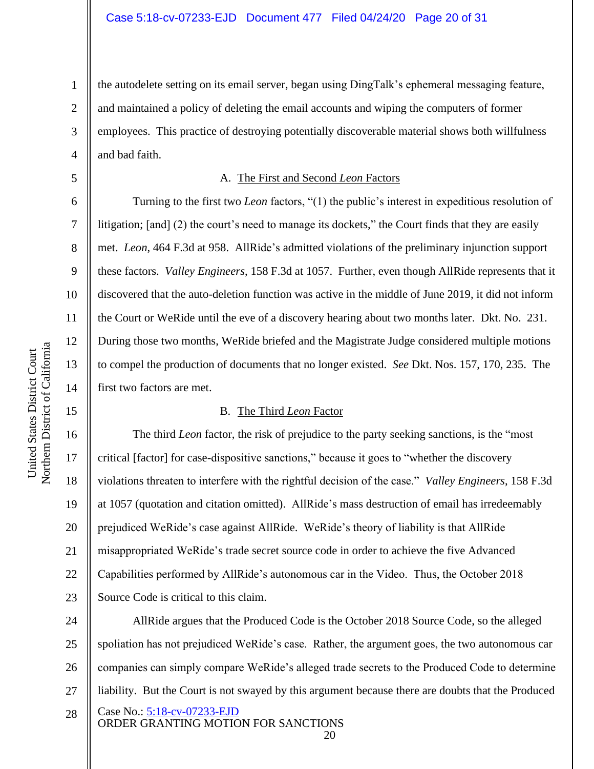the autodelete setting on its email server, began using DingTalk's ephemeral messaging feature, and maintained a policy of deleting the email accounts and wiping the computers of former employees. This practice of destroying potentially discoverable material shows both willfulness and bad faith.

### A. The First and Second *Leon* Factors

Turning to the first two *Leon* factors, "(1) the public's interest in expeditious resolution of litigation; [and] (2) the court's need to manage its dockets," the Court finds that they are easily met. *Leon*, 464 F.3d at 958. AllRide's admitted violations of the preliminary injunction support these factors. *Valley Engineers*, 158 F.3d at 1057. Further, even though AllRide represents that it discovered that the auto-deletion function was active in the middle of June 2019, it did not inform the Court or WeRide until the eve of a discovery hearing about two months later. Dkt. No. 231. During those two months, WeRide briefed and the Magistrate Judge considered multiple motions to compel the production of documents that no longer existed. *See* Dkt. Nos. 157, 170, 235. The first two factors are met.

### B. The Third *Leon* Factor

The third *Leon* factor, the risk of prejudice to the party seeking sanctions, is the "most critical [factor] for case-dispositive sanctions," because it goes to "whether the discovery violations threaten to interfere with the rightful decision of the case." *Valley Engineers*, 158 F.3d at 1057 (quotation and citation omitted). AllRide's mass destruction of email has irredeemably prejudiced WeRide's case against AllRide. WeRide's theory of liability is that AllRide misappropriated WeRide's trade secret source code in order to achieve the five Advanced Capabilities performed by AllRide's autonomous car in the Video. Thus, the October 2018 Source Code is critical to this claim.

AllRide argues that the Produced Code is the October 2018 Source Code, so the alleged spoliation has not prejudiced WeRide's case. Rather, the argument goes, the two autonomous car companies can simply compare WeRide's alleged trade secrets to the Produced Code to determine liability. But the Court is not swayed by this argument because there are doubts that the Produced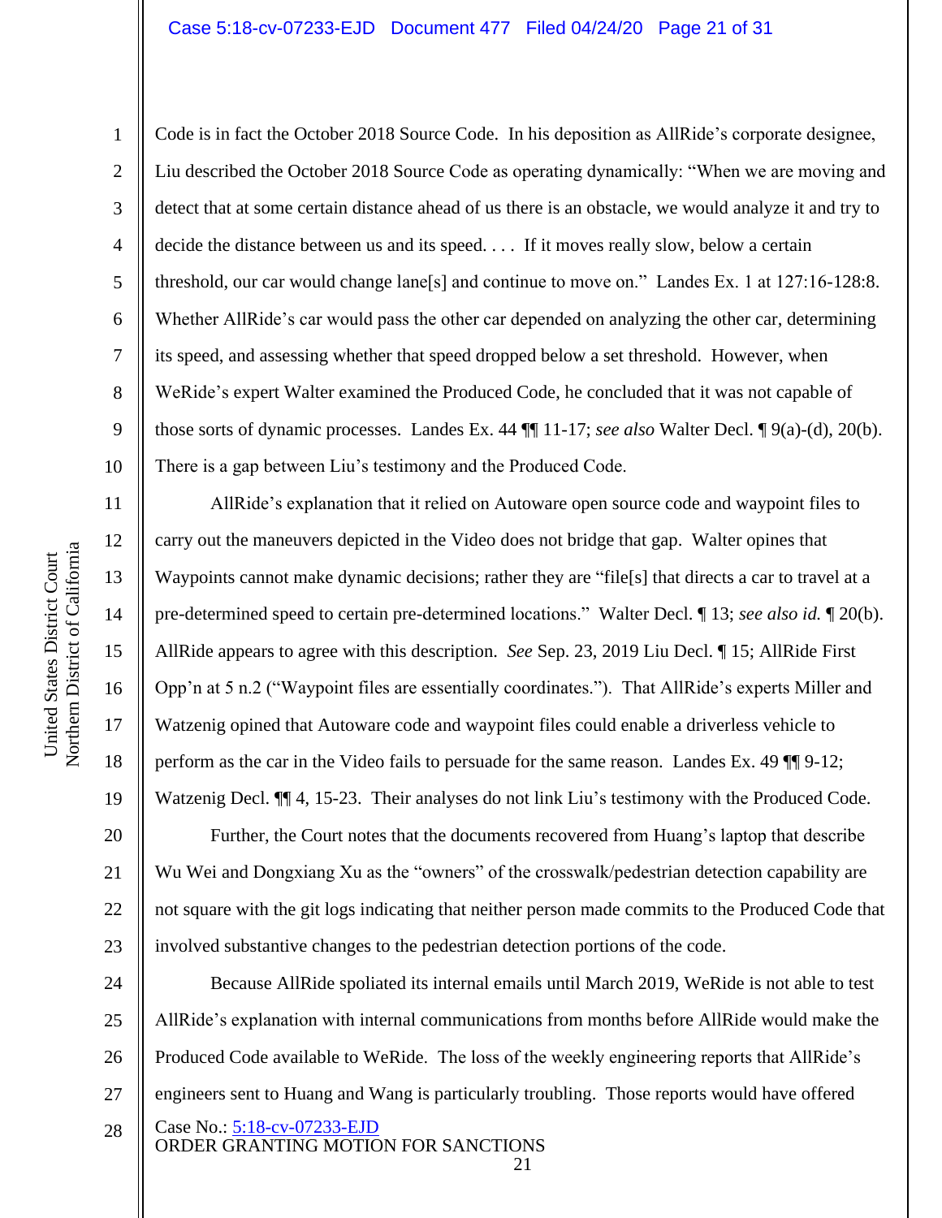Code is in fact the October 2018 Source Code. In his deposition as AllRide's corporate designee, Liu described the October 2018 Source Code as operating dynamically: "When we are moving and detect that at some certain distance ahead of us there is an obstacle, we would analyze it and try to decide the distance between us and its speed. . . . If it moves really slow, below a certain threshold, our car would change lane[s] and continue to move on." Landes Ex. 1 at 127:16-128:8. Whether AllRide's car would pass the other car depended on analyzing the other car, determining its speed, and assessing whether that speed dropped below a set threshold. However, when WeRide's expert Walter examined the Produced Code, he concluded that it was not capable of those sorts of dynamic processes. Landes Ex. 44 ¶¶ 11-17; *see also* Walter Decl. ¶ 9(a)-(d), 20(b). There is a gap between Liu's testimony and the Produced Code.

AllRide's explanation that it relied on Autoware open source code and waypoint files to carry out the maneuvers depicted in the Video does not bridge that gap. Walter opines that Waypoints cannot make dynamic decisions; rather they are "file[s] that directs a car to travel at a pre-determined speed to certain pre-determined locations." Walter Decl. ¶ 13; *see also id.* ¶ 20(b). AllRide appears to agree with this description. *See* Sep. 23, 2019 Liu Decl. ¶ 15; AllRide First Opp'n at 5 n.2 ("Waypoint files are essentially coordinates."). That AllRide's experts Miller and Watzenig opined that Autoware code and waypoint files could enable a driverless vehicle to perform as the car in the Video fails to persuade for the same reason. Landes Ex. 49 ¶¶ 9-12; Watzenig Decl. ¶¶ 4, 15-23. Their analyses do not link Liu's testimony with the Produced Code.

Further, the Court notes that the documents recovered from Huang's laptop that describe Wu Wei and Dongxiang Xu as the "owners" of the crosswalk/pedestrian detection capability are not square with the git logs indicating that neither person made commits to the Produced Code that involved substantive changes to the pedestrian detection portions of the code.

Because AllRide spoliated its internal emails until March 2019, WeRide is not able to test AllRide's explanation with internal communications from months before AllRide would make the Produced Code available to WeRide. The loss of the weekly engineering reports that AllRide's engineers sent to Huang and Wang is particularly troubling. Those reports would have offered

Case No.: 5:18-cv-07233-EJD
ORDER GRANTING MOTION FOR SANCTIONS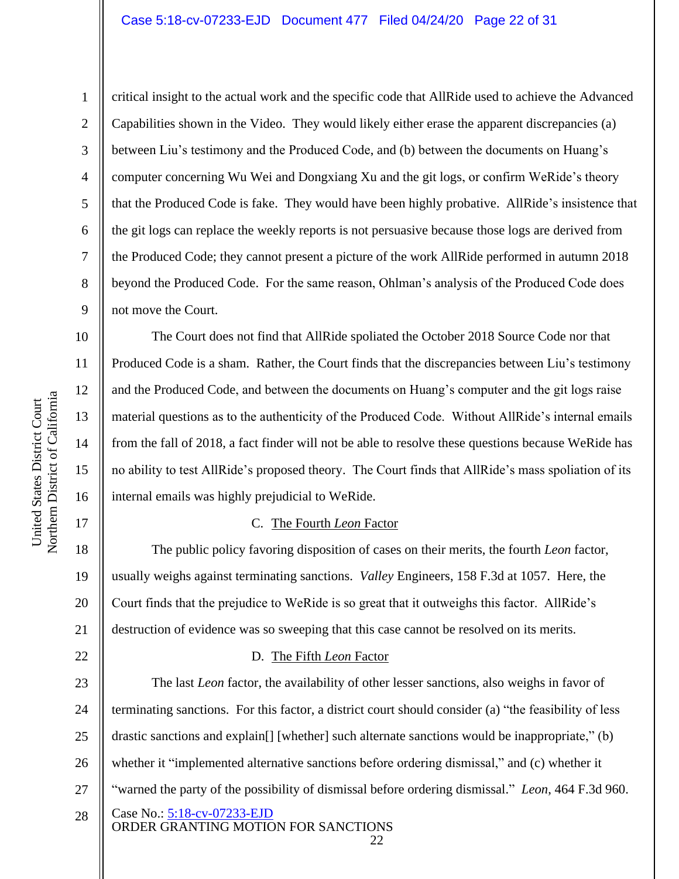critical insight to the actual work and the specific code that AllRide used to achieve the Advanced Capabilities shown in the Video. They would likely either erase the apparent discrepancies (a) between Liu's testimony and the Produced Code, and (b) between the documents on Huang's computer concerning Wu Wei and Dongxiang Xu and the git logs, or confirm WeRide's theory that the Produced Code is fake. They would have been highly probative. AllRide's insistence that the git logs can replace the weekly reports is not persuasive because those logs are derived from the Produced Code; they cannot present a picture of the work AllRide performed in autumn 2018 beyond the Produced Code. For the same reason, Ohlman's analysis of the Produced Code does not move the Court.

The Court does not find that AllRide spoliated the October 2018 Source Code nor that Produced Code is a sham. Rather, the Court finds that the discrepancies between Liu's testimony and the Produced Code, and between the documents on Huang's computer and the git logs raise material questions as to the authenticity of the Produced Code. Without AllRide's internal emails from the fall of 2018, a fact finder will not be able to resolve these questions because WeRide has no ability to test AllRide's proposed theory. The Court finds that AllRide's mass spoliation of its internal emails was highly prejudicial to WeRide.

### C. The Fourth *Leon* Factor

The public policy favoring disposition of cases on their merits, the fourth *Leon* factor, usually weighs against terminating sanctions. *Valley* Engineers, 158 F.3d at 1057. Here, the Court finds that the prejudice to WeRide is so great that it outweighs this factor. AllRide's destruction of evidence was so sweeping that this case cannot be resolved on its merits.

### D. The Fifth *Leon* Factor

The last *Leon* factor, the availability of other lesser sanctions, also weighs in favor of terminating sanctions. For this factor, a district court should consider (a) "the feasibility of less drastic sanctions and explain[] [whether] such alternate sanctions would be inappropriate," (b) whether it "implemented alternative sanctions before ordering dismissal," and (c) whether it "warned the party of the possibility of dismissal before ordering dismissal." *Leon*, 464 F.3d 960.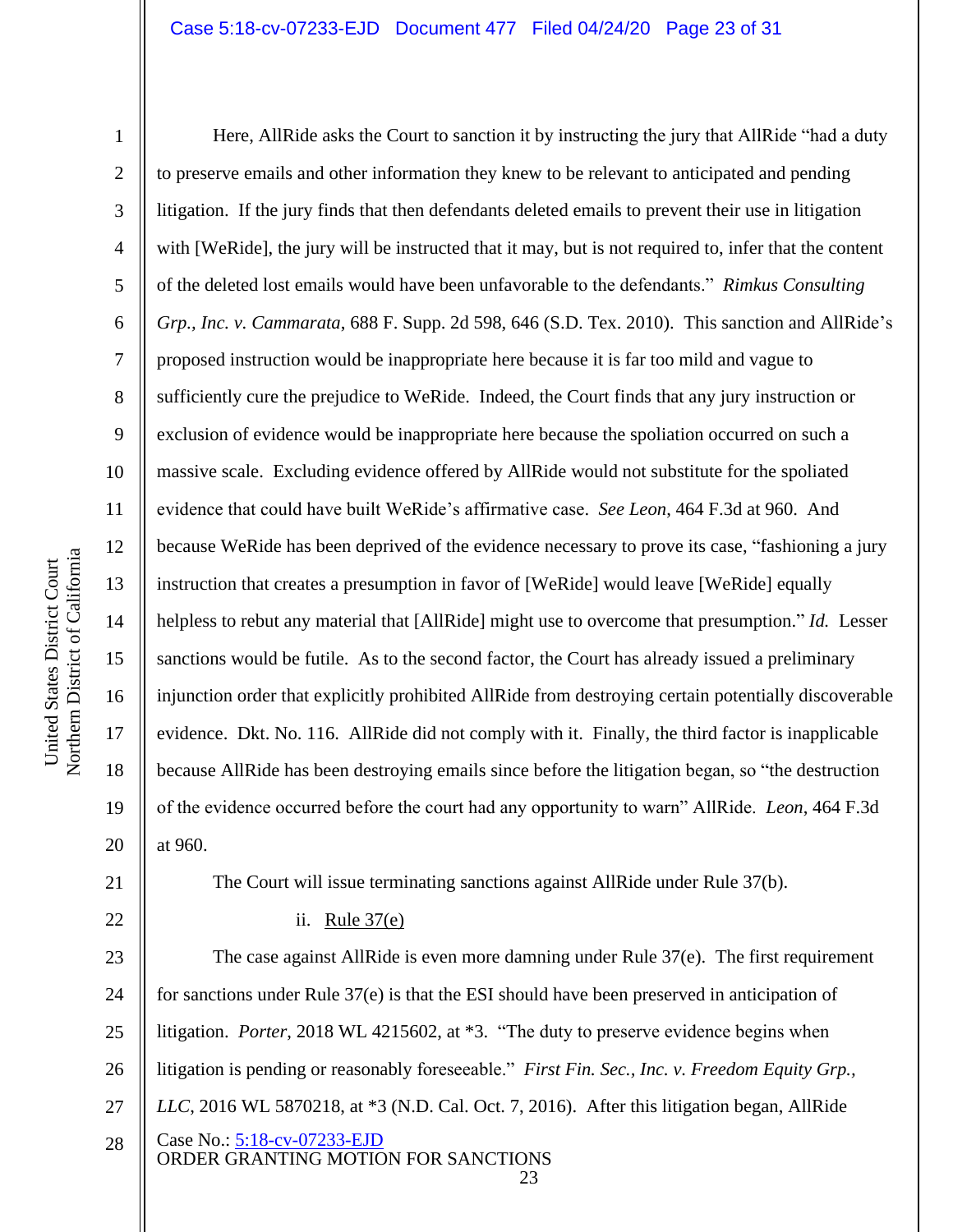Here, AllRide asks the Court to sanction it by instructing the jury that AllRide "had a duty to preserve emails and other information they knew to be relevant to anticipated and pending litigation. If the jury finds that then defendants deleted emails to prevent their use in litigation with [WeRide], the jury will be instructed that it may, but is not required to, infer that the content of the deleted lost emails would have been unfavorable to the defendants." *Rimkus Consulting Grp., Inc. v. Cammarata*, 688 F. Supp. 2d 598, 646 (S.D. Tex. 2010). This sanction and AllRide's proposed instruction would be inappropriate here because it is far too mild and vague to sufficiently cure the prejudice to WeRide. Indeed, the Court finds that any jury instruction or exclusion of evidence would be inappropriate here because the spoliation occurred on such a massive scale. Excluding evidence offered by AllRide would not substitute for the spoliated evidence that could have built WeRide's affirmative case. *See Leon*, 464 F.3d at 960. And because WeRide has been deprived of the evidence necessary to prove its case, "fashioning a jury instruction that creates a presumption in favor of [WeRide] would leave [WeRide] equally helpless to rebut any material that [AllRide] might use to overcome that presumption." *Id.* Lesser sanctions would be futile. As to the second factor, the Court has already issued a preliminary injunction order that explicitly prohibited AllRide from destroying certain potentially discoverable evidence. Dkt. No. 116. AllRide did not comply with it. Finally, the third factor is inapplicable because AllRide has been destroying emails since before the litigation began, so "the destruction of the evidence occurred before the court had any opportunity to warn" AllRide. *Leon*, 464 F.3d at 960.

The Court will issue terminating sanctions against AllRide under Rule 37(b).

ii. Rule 37(e)

The case against AllRide is even more damning under Rule 37(e). The first requirement for sanctions under Rule 37(e) is that the ESI should have been preserved in anticipation of litigation. *Porter*, 2018 WL 4215602, at *3. "The duty to preserve evidence begins when litigation is pending or reasonably foreseeable." *First Fin. Sec., Inc. v. Freedom Equity Grp., LLC*, 2016 WL 5870218, at *3 (N.D. Cal. Oct. 7, 2016). After this litigation began, AllRide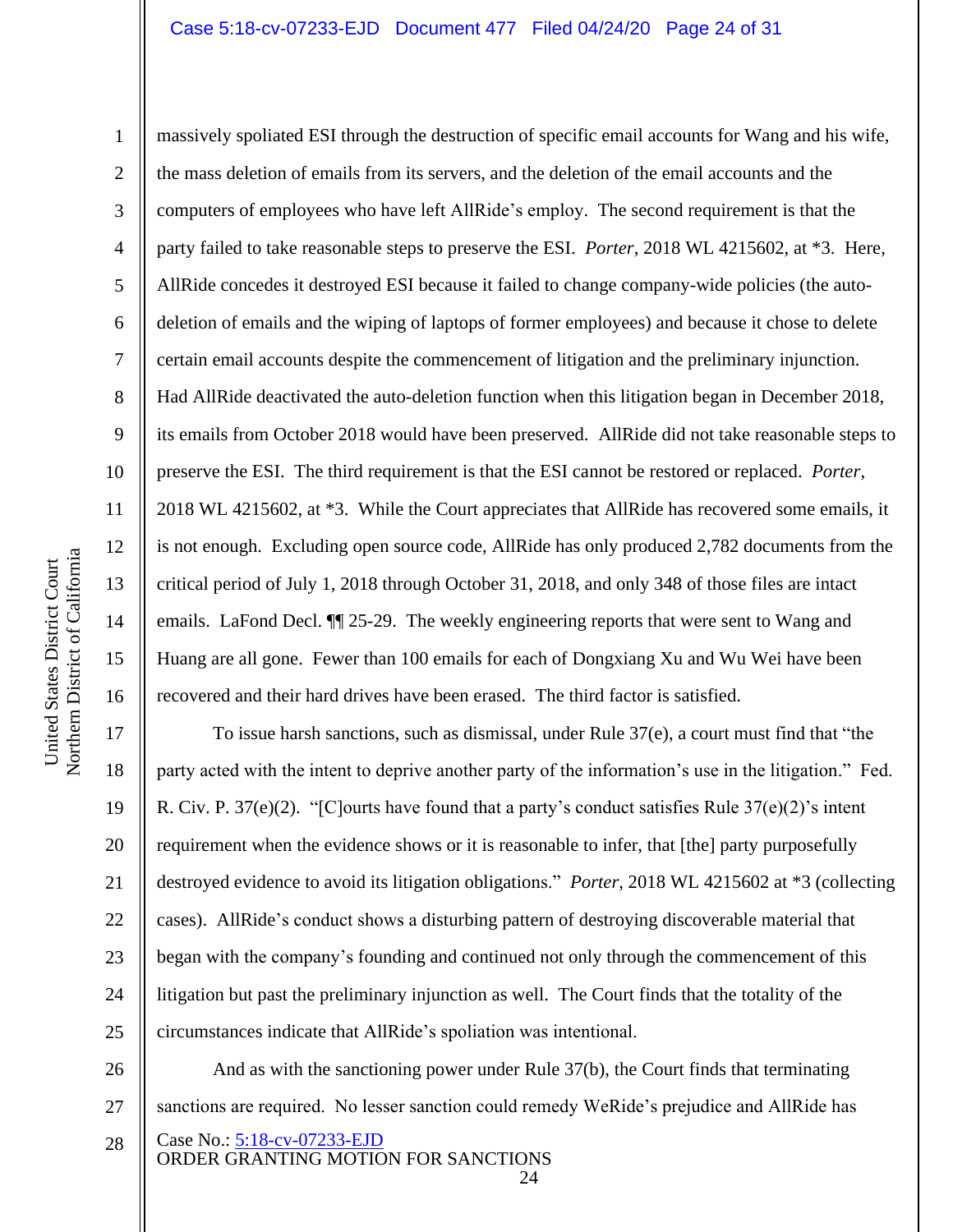massively spoliated ESI through the destruction of specific email accounts for Wang and his wife, the mass deletion of emails from its servers, and the deletion of the email accounts and the computers of employees who have left AllRide's employ. The second requirement is that the party failed to take reasonable steps to preserve the ESI. *Porter*, 2018 WL 4215602, at *3. Here, AllRide concedes it destroyed ESI because it failed to change company-wide policies (the auto-deletion of emails and the wiping of laptops of former employees) and because it chose to delete certain email accounts despite the commencement of litigation and the preliminary injunction. Had AllRide deactivated the auto-deletion function when this litigation began in December 2018, its emails from October 2018 would have been preserved. AllRide did not take reasonable steps to preserve the ESI. The third requirement is that the ESI cannot be restored or replaced. *Porter*, 2018 WL 4215602, at *3. While the Court appreciates that AllRide has recovered some emails, it is not enough. Excluding open source code, AllRide has only produced 2,782 documents from the critical period of July 1, 2018 through October 31, 2018, and only 348 of those files are intact emails. LaFond Decl. ¶¶ 25-29. The weekly engineering reports that were sent to Wang and Huang are all gone. Fewer than 100 emails for each of Dongxiang Xu and Wu Wei have been recovered and their hard drives have been erased. The third factor is satisfied.

To issue harsh sanctions, such as dismissal, under Rule 37(e), a court must find that "the party acted with the intent to deprive another party of the information's use in the litigation." Fed. R. Civ. P. 37(e)(2). "[C]ourts have found that a party's conduct satisfies Rule 37(e)(2)'s intent requirement when the evidence shows or it is reasonable to infer, that [the] party purposefully destroyed evidence to avoid its litigation obligations." *Porter*, 2018 WL 4215602 at *3 (collecting cases). AllRide's conduct shows a disturbing pattern of destroying discoverable material that began with the company's founding and continued not only through the commencement of this litigation but past the preliminary injunction as well. The Court finds that the totality of the circumstances indicate that AllRide's spoliation was intentional.

And as with the sanctioning power under Rule 37(b), the Court finds that terminating sanctions are required. No lesser sanction could remedy WeRide's prejudice and AllRide has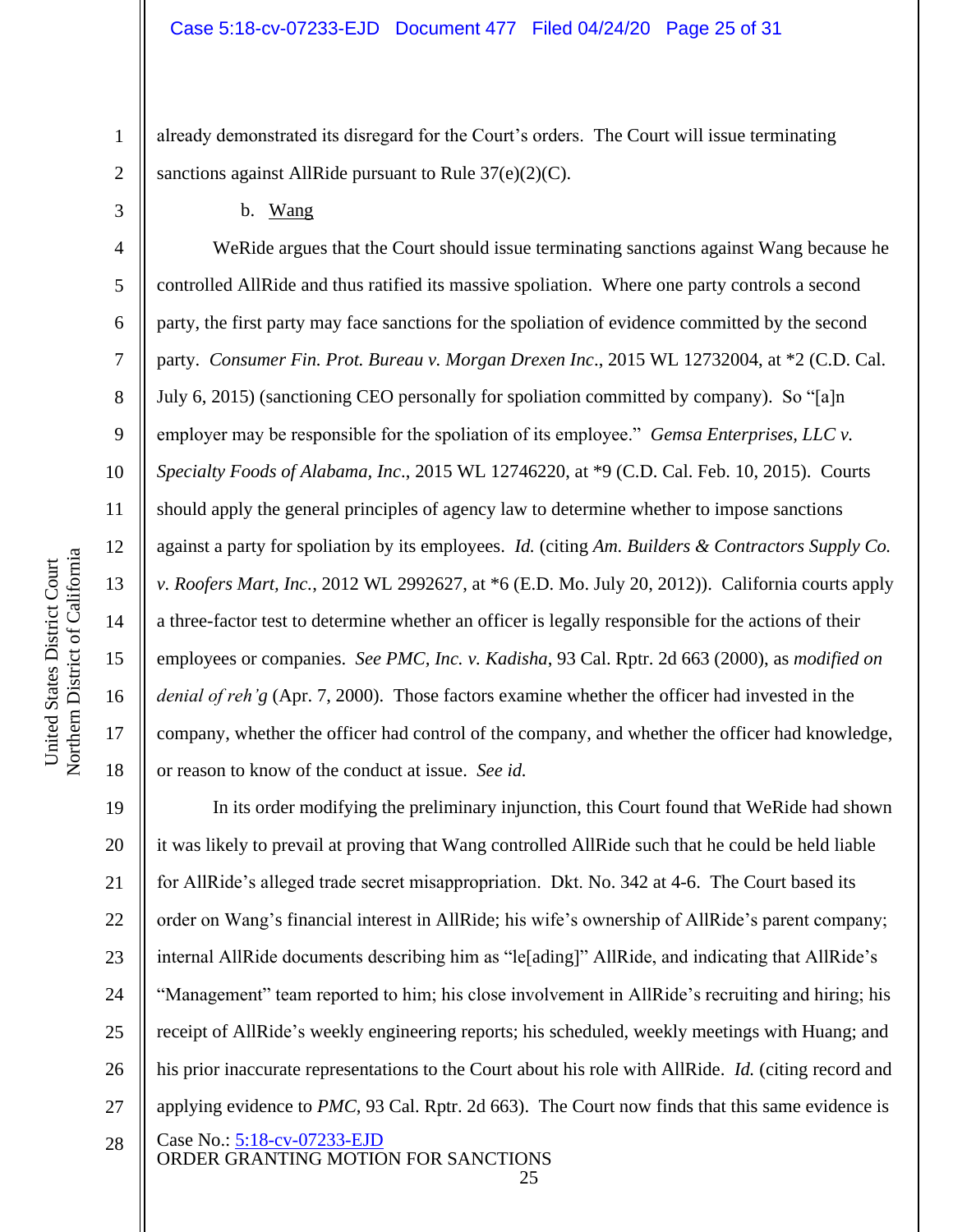already demonstrated its disregard for the Court's orders. The Court will issue terminating sanctions against AllRide pursuant to Rule 37(e)(2)(C).

b. Wang

WeRide argues that the Court should issue terminating sanctions against Wang because he controlled AllRide and thus ratified its massive spoliation. Where one party controls a second party, the first party may face sanctions for the spoliation of evidence committed by the second party. *Consumer Fin. Prot. Bureau v. Morgan Drexen Inc*., 2015 WL 12732004, at *2 (C.D. Cal. July 6, 2015) (sanctioning CEO personally for spoliation committed by company). So "[a]n employer may be responsible for the spoliation of its employee." *Gemsa Enterprises, LLC v. Specialty Foods of Alabama, Inc*., 2015 WL 12746220, at *9 (C.D. Cal. Feb. 10, 2015). Courts should apply the general principles of agency law to determine whether to impose sanctions against a party for spoliation by its employees. *Id.* (citing *Am. Builders & Contractors Supply Co. v. Roofers Mart, Inc.*, 2012 WL 2992627, at *6 (E.D. Mo. July 20, 2012)). California courts apply a three-factor test to determine whether an officer is legally responsible for the actions of their employees or companies. *See PMC, Inc. v. Kadisha*, 93 Cal. Rptr. 2d 663 (2000), as *modified on denial of reh'g* (Apr. 7, 2000). Those factors examine whether the officer had invested in the company, whether the officer had control of the company, and whether the officer had knowledge, or reason to know of the conduct at issue. *See id.*

In its order modifying the preliminary injunction, this Court found that WeRide had shown it was likely to prevail at proving that Wang controlled AllRide such that he could be held liable for AllRide's alleged trade secret misappropriation. Dkt. No. 342 at 4-6. The Court based its order on Wang's financial interest in AllRide; his wife's ownership of AllRide's parent company; internal AllRide documents describing him as "le[ading]" AllRide, and indicating that AllRide's "Management" team reported to him; his close involvement in AllRide's recruiting and hiring; his receipt of AllRide's weekly engineering reports; his scheduled, weekly meetings with Huang; and his prior inaccurate representations to the Court about his role with AllRide. *Id.* (citing record and applying evidence to *PMC*, 93 Cal. Rptr. 2d 663). The Court now finds that this same evidence is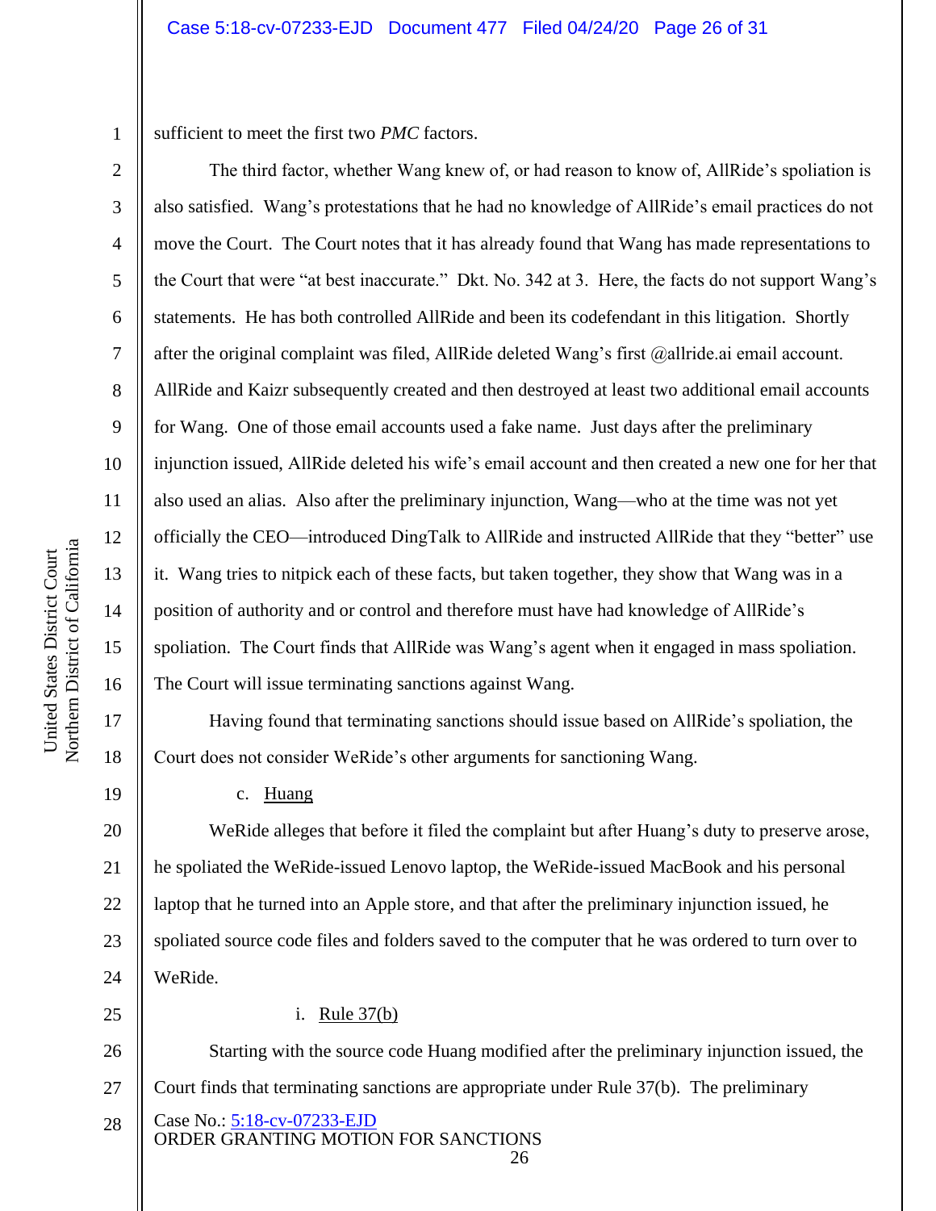sufficient to meet the first two *PMC* factors.

The third factor, whether Wang knew of, or had reason to know of, AllRide's spoliation is also satisfied. Wang's protestations that he had no knowledge of AllRide's email practices do not move the Court. The Court notes that it has already found that Wang has made representations to the Court that were "at best inaccurate." Dkt. No. 342 at 3. Here, the facts do not support Wang's statements. He has both controlled AllRide and been its codefendant in this litigation. Shortly after the original complaint was filed, AllRide deleted Wang's first @allride.ai email account. AllRide and Kaizr subsequently created and then destroyed at least two additional email accounts for Wang. One of those email accounts used a fake name. Just days after the preliminary injunction issued, AllRide deleted his wife's email account and then created a new one for her that also used an alias. Also after the preliminary injunction, Wang—who at the time was not yet officially the CEO—introduced DingTalk to AllRide and instructed AllRide that they "better" use it. Wang tries to nitpick each of these facts, but taken together, they show that Wang was in a position of authority and or control and therefore must have had knowledge of AllRide's spoliation. The Court finds that AllRide was Wang's agent when it engaged in mass spoliation. The Court will issue terminating sanctions against Wang.

Having found that terminating sanctions should issue based on AllRide's spoliation, the Court does not consider WeRide's other arguments for sanctioning Wang.

c. Huang

WeRide alleges that before it filed the complaint but after Huang's duty to preserve arose, he spoliated the WeRide-issued Lenovo laptop, the WeRide-issued MacBook and his personal laptop that he turned into an Apple store, and that after the preliminary injunction issued, he spoliated source code files and folders saved to the computer that he was ordered to turn over to WeRide.

i. Rule 37(b)

Starting with the source code Huang modified after the preliminary injunction issued, the Court finds that terminating sanctions are appropriate under Rule 37(b). The preliminary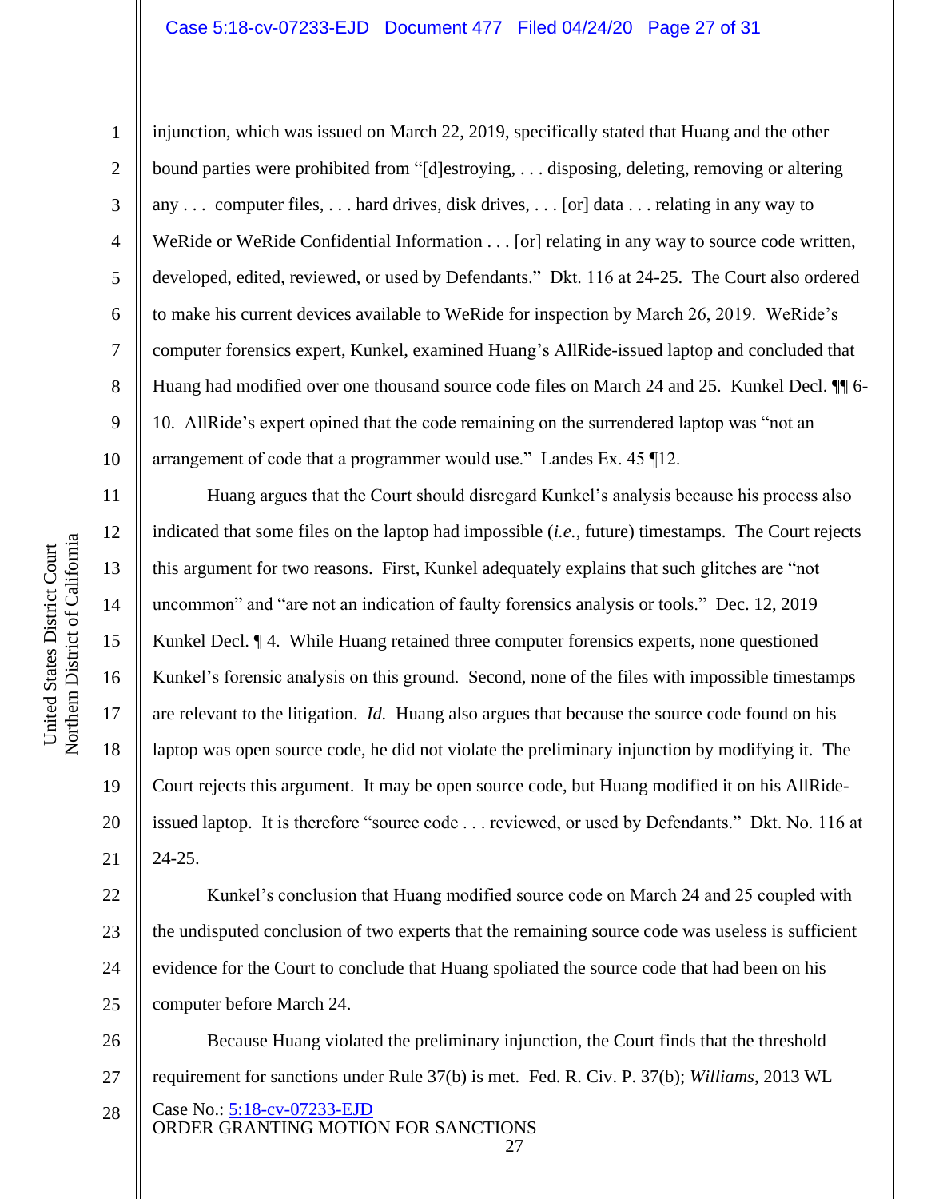injunction, which was issued on March 22, 2019, specifically stated that Huang and the other bound parties were prohibited from "[d]estroying, . . . disposing, deleting, removing or altering any . . . computer files, . . . hard drives, disk drives, . . . [or] data . . . relating in any way to WeRide or WeRide Confidential Information . . . [or] relating in any way to source code written, developed, edited, reviewed, or used by Defendants." Dkt. 116 at 24-25. The Court also ordered to make his current devices available to WeRide for inspection by March 26, 2019. WeRide's computer forensics expert, Kunkel, examined Huang's AllRide-issued laptop and concluded that Huang had modified over one thousand source code files on March 24 and 25. Kunkel Decl. ¶¶ 6-10. AllRide's expert opined that the code remaining on the surrendered laptop was "not an arrangement of code that a programmer would use." Landes Ex. 45 ¶12.

Huang argues that the Court should disregard Kunkel's analysis because his process also indicated that some files on the laptop had impossible (*i.e.*, future) timestamps. The Court rejects this argument for two reasons. First, Kunkel adequately explains that such glitches are "not uncommon" and "are not an indication of faulty forensics analysis or tools." Dec. 12, 2019 Kunkel Decl. ¶ 4. While Huang retained three computer forensics experts, none questioned Kunkel's forensic analysis on this ground. Second, none of the files with impossible timestamps are relevant to the litigation. *Id.* Huang also argues that because the source code found on his laptop was open source code, he did not violate the preliminary injunction by modifying it. The Court rejects this argument. It may be open source code, but Huang modified it on his AllRide-issued laptop. It is therefore "source code . . . reviewed, or used by Defendants." Dkt. No. 116 at 24-25.

Kunkel's conclusion that Huang modified source code on March 24 and 25 coupled with the undisputed conclusion of two experts that the remaining source code was useless is sufficient evidence for the Court to conclude that Huang spoliated the source code that had been on his computer before March 24.

Because Huang violated the preliminary injunction, the Court finds that the threshold requirement for sanctions under Rule 37(b) is met. Fed. R. Civ. P. 37(b); *Williams*, 2013 WL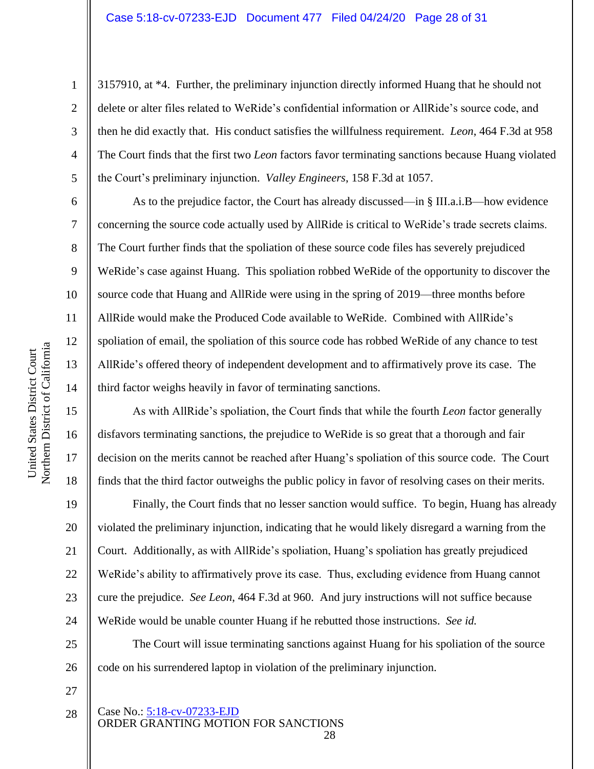3157910, at *4. Further, the preliminary injunction directly informed Huang that he should not delete or alter files related to WeRide's confidential information or AllRide's source code, and then he did exactly that. His conduct satisfies the willfulness requirement. *Leon*, 464 F.3d at 958 The Court finds that the first two *Leon* factors favor terminating sanctions because Huang violated the Court's preliminary injunction. *Valley Engineers*, 158 F.3d at 1057.

As to the prejudice factor, the Court has already discussed—in § III.a.i.B—how evidence concerning the source code actually used by AllRide is critical to WeRide's trade secrets claims. The Court further finds that the spoliation of these source code files has severely prejudiced WeRide's case against Huang. This spoliation robbed WeRide of the opportunity to discover the source code that Huang and AllRide were using in the spring of 2019—three months before AllRide would make the Produced Code available to WeRide. Combined with AllRide's spoliation of email, the spoliation of this source code has robbed WeRide of any chance to test AllRide's offered theory of independent development and to affirmatively prove its case. The third factor weighs heavily in favor of terminating sanctions.

As with AllRide's spoliation, the Court finds that while the fourth *Leon* factor generally disfavors terminating sanctions, the prejudice to WeRide is so great that a thorough and fair decision on the merits cannot be reached after Huang's spoliation of this source code. The Court finds that the third factor outweighs the public policy in favor of resolving cases on their merits.

Finally, the Court finds that no lesser sanction would suffice. To begin, Huang has already violated the preliminary injunction, indicating that he would likely disregard a warning from the Court. Additionally, as with AllRide's spoliation, Huang's spoliation has greatly prejudiced WeRide's ability to affirmatively prove its case. Thus, excluding evidence from Huang cannot cure the prejudice. *See Leon*, 464 F.3d at 960. And jury instructions will not suffice because WeRide would be unable counter Huang if he rebutted those instructions. *See id.*

The Court will issue terminating sanctions against Huang for his spoliation of the source code on his surrendered laptop in violation of the preliminary injunction.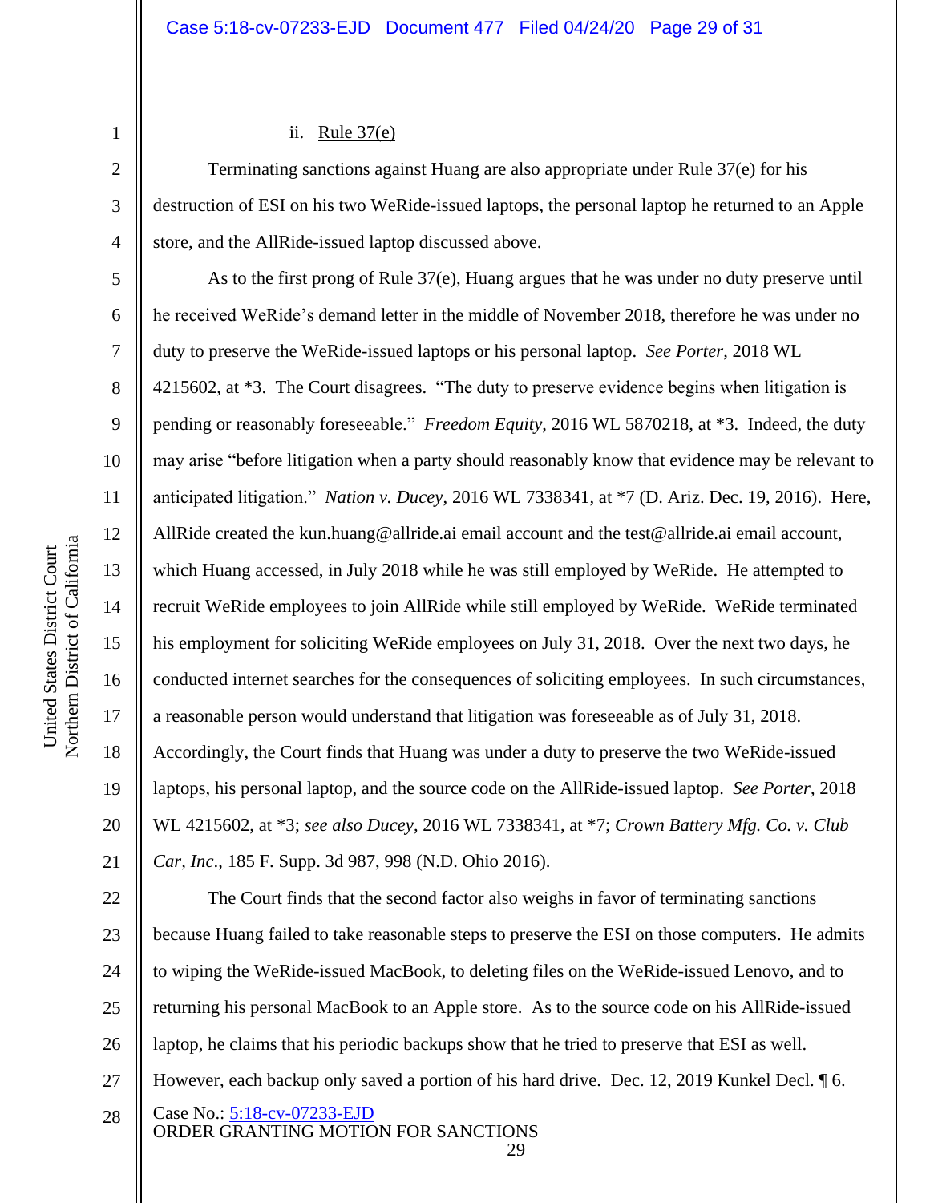ii. Rule 37(e)

Terminating sanctions against Huang are also appropriate under Rule 37(e) for his destruction of ESI on his two WeRide-issued laptops, the personal laptop he returned to an Apple store, and the AllRide-issued laptop discussed above.

As to the first prong of Rule 37(e), Huang argues that he was under no duty preserve until he received WeRide's demand letter in the middle of November 2018, therefore he was under no duty to preserve the WeRide-issued laptops or his personal laptop. *See Porter*, 2018 WL 4215602, at \*3. The Court disagrees. "The duty to preserve evidence begins when litigation is pending or reasonably foreseeable." *Freedom Equity*, 2016 WL 5870218, at \*3. Indeed, the duty may arise "before litigation when a party should reasonably know that evidence may be relevant to anticipated litigation." *Nation v. Ducey*, 2016 WL 7338341, at \*7 (D. Ariz. Dec. 19, 2016). Here, AllRide created the kun.huang@allride.ai email account and the test@allride.ai email account, which Huang accessed, in July 2018 while he was still employed by WeRide. He attempted to recruit WeRide employees to join AllRide while still employed by WeRide. WeRide terminated his employment for soliciting WeRide employees on July 31, 2018. Over the next two days, he conducted internet searches for the consequences of soliciting employees. In such circumstances, a reasonable person would understand that litigation was foreseeable as of July 31, 2018. Accordingly, the Court finds that Huang was under a duty to preserve the two WeRide-issued laptops, his personal laptop, and the source code on the AllRide-issued laptop. *See Porter*, 2018 WL 4215602, at \*3; *see also Ducey*, 2016 WL 7338341, at \*7; *Crown Battery Mfg. Co. v. Club Car, Inc.*, 185 F. Supp. 3d 987, 998 (N.D. Ohio 2016).

The Court finds that the second factor also weighs in favor of terminating sanctions because Huang failed to take reasonable steps to preserve the ESI on those computers. He admits to wiping the WeRide-issued MacBook, to deleting files on the WeRide-issued Lenovo, and to returning his personal MacBook to an Apple store. As to the source code on his AllRide-issued laptop, he claims that his periodic backups show that he tried to preserve that ESI as well. However, each backup only saved a portion of his hard drive. Dec. 12, 2019 Kunkel Decl. ¶ 6.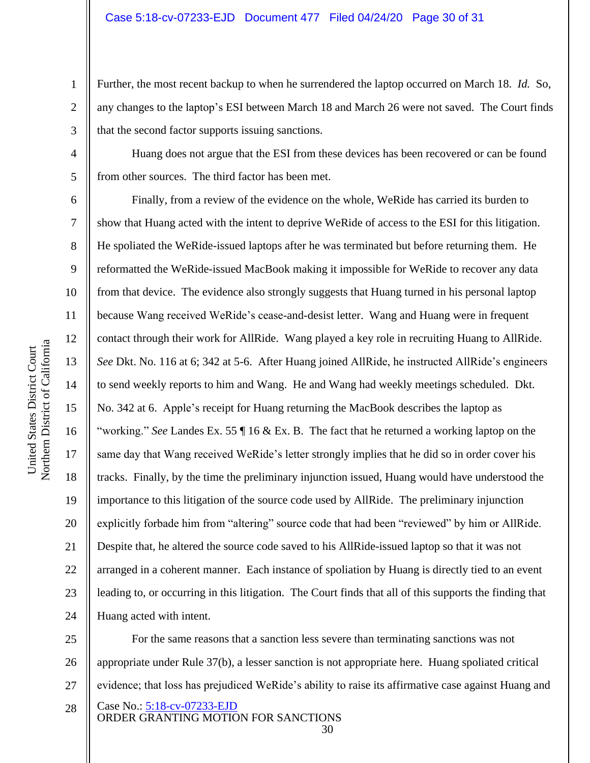Further, the most recent backup to when he surrendered the laptop occurred on March 18. *Id.* So, any changes to the laptop's ESI between March 18 and March 26 were not saved. The Court finds that the second factor supports issuing sanctions.

Huang does not argue that the ESI from these devices has been recovered or can be found from other sources. The third factor has been met.

Finally, from a review of the evidence on the whole, WeRide has carried its burden to show that Huang acted with the intent to deprive WeRide of access to the ESI for this litigation. He spoliated the WeRide-issued laptops after he was terminated but before returning them. He reformatted the WeRide-issued MacBook making it impossible for WeRide to recover any data from that device. The evidence also strongly suggests that Huang turned in his personal laptop because Wang received WeRide's cease-and-desist letter. Wang and Huang were in frequent contact through their work for AllRide. Wang played a key role in recruiting Huang to AllRide. *See* Dkt. No. 116 at 6; 342 at 5-6. After Huang joined AllRide, he instructed AllRide's engineers to send weekly reports to him and Wang. He and Wang had weekly meetings scheduled. Dkt. No. 342 at 6. Apple's receipt for Huang returning the MacBook describes the laptop as "working." *See* Landes Ex. 55 ¶ 16 & Ex. B. The fact that he returned a working laptop on the same day that Wang received WeRide's letter strongly implies that he did so in order cover his tracks. Finally, by the time the preliminary injunction issued, Huang would have understood the importance to this litigation of the source code used by AllRide. The preliminary injunction explicitly forbade him from "altering" source code that had been "reviewed" by him or AllRide. Despite that, he altered the source code saved to his AllRide-issued laptop so that it was not arranged in a coherent manner. Each instance of spoliation by Huang is directly tied to an event leading to, or occurring in this litigation. The Court finds that all of this supports the finding that Huang acted with intent.

For the same reasons that a sanction less severe than terminating sanctions was not appropriate under Rule 37(b), a lesser sanction is not appropriate here. Huang spoliated critical evidence; that loss has prejudiced WeRide's ability to raise its affirmative case against Huang and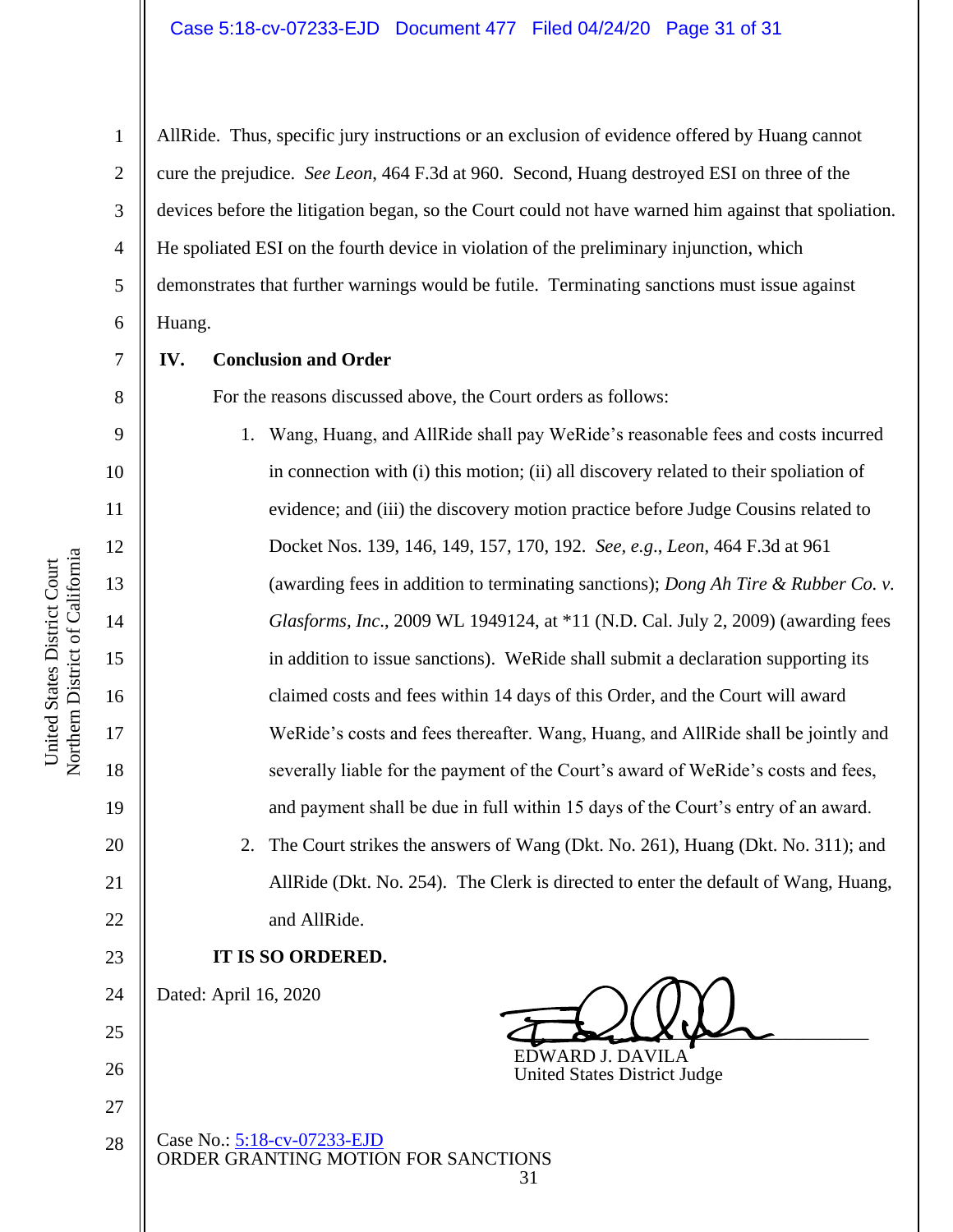AllRide. Thus, specific jury instructions or an exclusion of evidence offered by Huang cannot cure the prejudice. *See Leon*, 464 F.3d at 960. Second, Huang destroyed ESI on three of the devices before the litigation began, so the Court could not have warned him against that spoliation. He spoliated ESI on the fourth device in violation of the preliminary injunction, which demonstrates that further warnings would be futile. Terminating sanctions must issue against Huang.

## IV. Conclusion and Order

For the reasons discussed above, the Court orders as follows:

1. Wang, Huang, and AllRide shall pay WeRide's reasonable fees and costs incurred in connection with (i) this motion; (ii) all discovery related to their spoliation of evidence; and (iii) the discovery motion practice before Judge Cousins related to Docket Nos. 139, 146, 149, 157, 170, 192. *See, e.g.*, *Leon*, 464 F.3d at 961 (awarding fees in addition to terminating sanctions); *Dong Ah Tire & Rubber Co. v. Glasforms, Inc.*, 2009 WL 1949124, at *11 (N.D. Cal. July 2, 2009) (awarding fees in addition to issue sanctions). WeRide shall submit a declaration supporting its claimed costs and fees within 14 days of this Order, and the Court will award WeRide's costs and fees thereafter. Wang, Huang, and AllRide shall be jointly and severally liable for the payment of the Court's award of WeRide's costs and fees, and payment shall be due in full within 15 days of the Court's entry of an award.
2. The Court strikes the answers of Wang (Dkt. No. 261), Huang (Dkt. No. 311); and AllRide (Dkt. No. 254). The Clerk is directed to enter the default of Wang, Huang, and AllRide.

**IT IS SO ORDERED.**

Dated: April 16, 2020

EDWARD J. DAVILA
United States District Judge

Case No.: 5:18-cv-07233-EJD
ORDER GRANTING MOTION FOR SANCTIONS